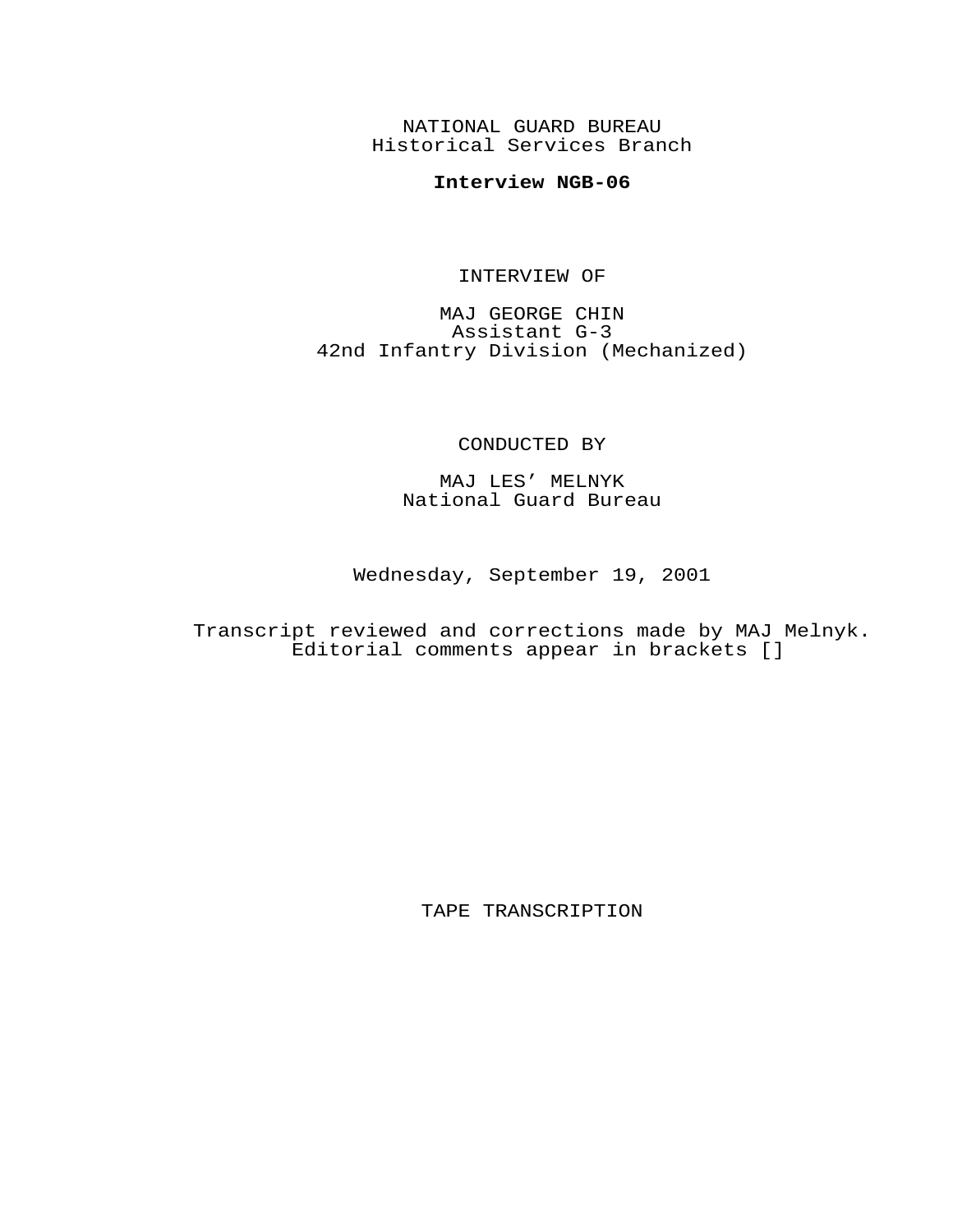NATIONAL GUARD BUREAU
Historical Services Branch

**Interview NGB-06**

INTERVIEW OF

MAJ GEORGE CHIN
Assistant G-3
42nd Infantry Division (Mechanized)

CONDUCTED BY

MAJ LES' MELNYK
National Guard Bureau

Wednesday, September 19, 2001

Transcript reviewed and corrections made by MAJ Melnyk.
Editorial comments appear in brackets []

TAPE TRANSCRIPTION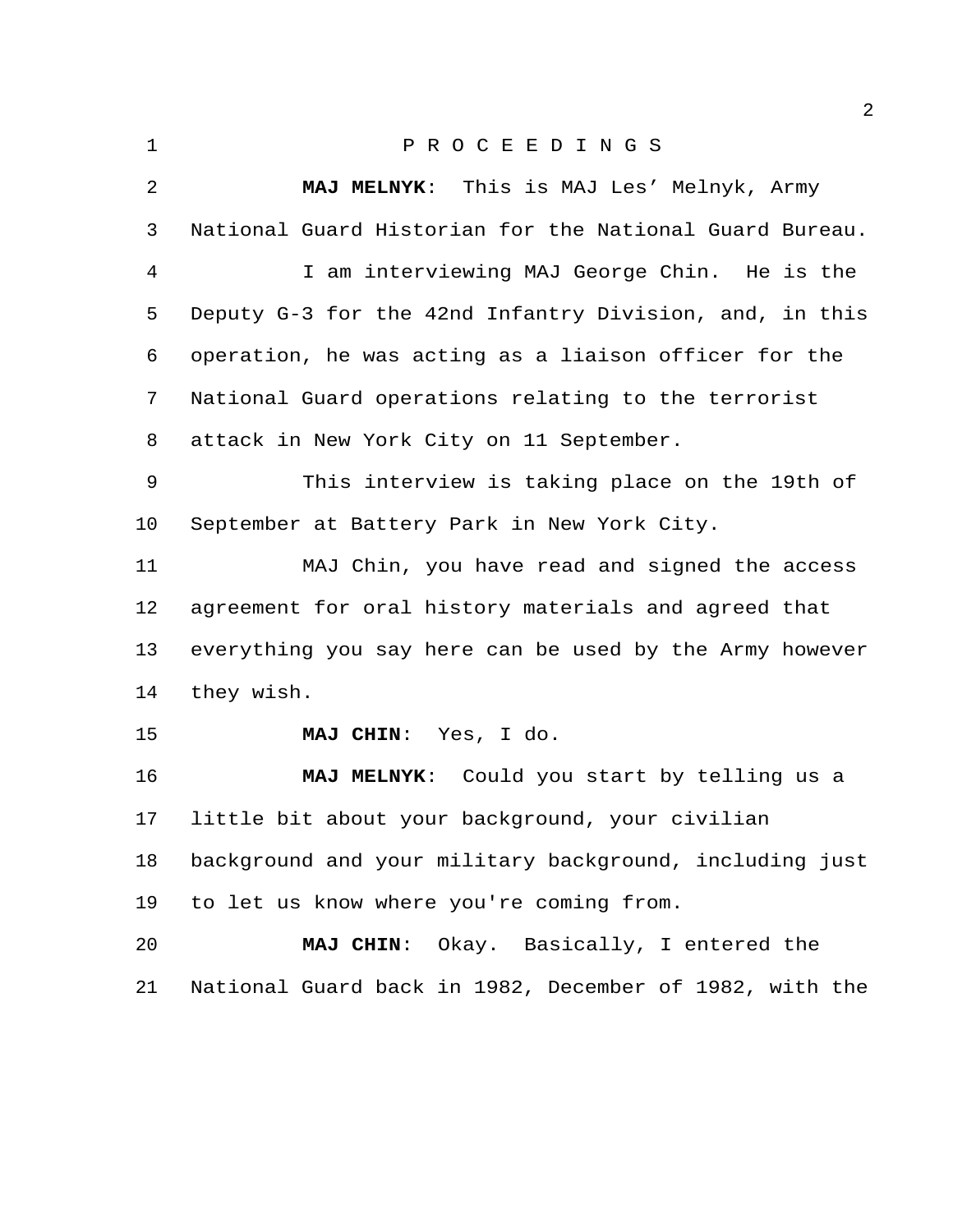P R O C E E D I N G S

**MAJ MELNYK**: This is MAJ Les' Melnyk, Army National Guard Historian for the National Guard Bureau.

I am interviewing MAJ George Chin. He is the Deputy G-3 for the 42nd Infantry Division, and, in this operation, he was acting as a liaison officer for the National Guard operations relating to the terrorist attack in New York City on 11 September.

This interview is taking place on the 19th of September at Battery Park in New York City.

MAJ Chin, you have read and signed the access agreement for oral history materials and agreed that everything you say here can be used by the Army however they wish.

**MAJ CHIN**: Yes, I do.

**MAJ MELNYK**: Could you start by telling us a little bit about your background, your civilian background and your military background, including just to let us know where you're coming from.

**MAJ CHIN**: Okay. Basically, I entered the National Guard back in 1982, December of 1982, with the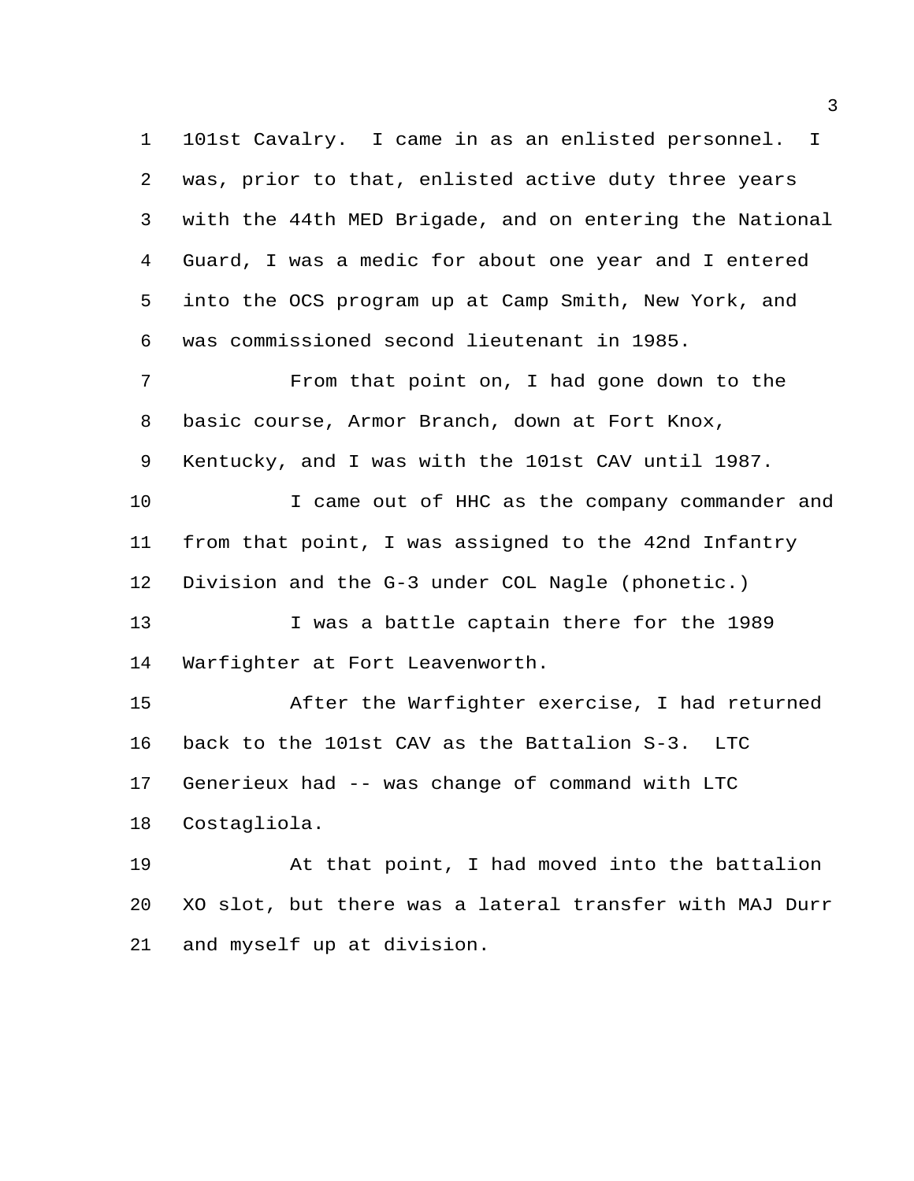101st Cavalry. I came in as an enlisted personnel. I was, prior to that, enlisted active duty three years with the 44th MED Brigade, and on entering the National Guard, I was a medic for about one year and I entered into the OCS program up at Camp Smith, New York, and was commissioned second lieutenant in 1985.

From that point on, I had gone down to the basic course, Armor Branch, down at Fort Knox, Kentucky, and I was with the 101st CAV until 1987.

I came out of HHC as the company commander and from that point, I was assigned to the 42nd Infantry Division and the G-3 under COL Nagle (phonetic.)

I was a battle captain there for the 1989 Warfighter at Fort Leavenworth.

After the Warfighter exercise, I had returned back to the 101st CAV as the Battalion S-3. LTC Generieux had -- was change of command with LTC Costagliola.

At that point, I had moved into the battalion XO slot, but there was a lateral transfer with MAJ Durr and myself up at division.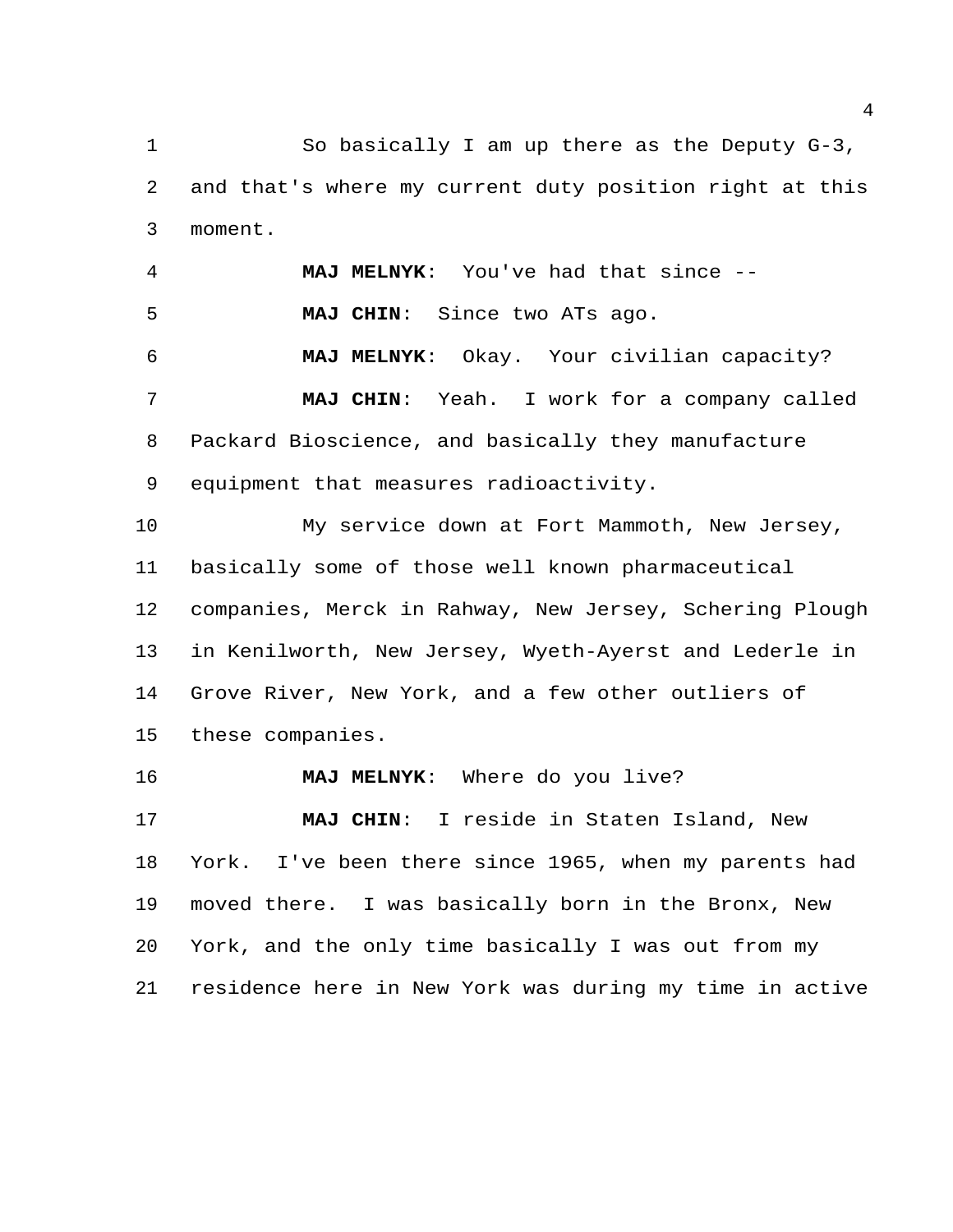So basically I am up there as the Deputy G-3, and that's where my current duty position right at this moment.

**MAJ MELNYK**: You've had that since --

**MAJ CHIN**: Since two ATs ago.

**MAJ MELNYK**: Okay. Your civilian capacity?

**MAJ CHIN**: Yeah. I work for a company called Packard Bioscience, and basically they manufacture equipment that measures radioactivity.

My service down at Fort Mammoth, New Jersey, basically some of those well known pharmaceutical companies, Merck in Rahway, New Jersey, Schering Plough in Kenilworth, New Jersey, Wyeth-Ayerst and Lederle in Grove River, New York, and a few other outliers of these companies.

**MAJ MELNYK**: Where do you live?

**MAJ CHIN**: I reside in Staten Island, New York. I've been there since 1965, when my parents had moved there. I was basically born in the Bronx, New York, and the only time basically I was out from my residence here in New York was during my time in active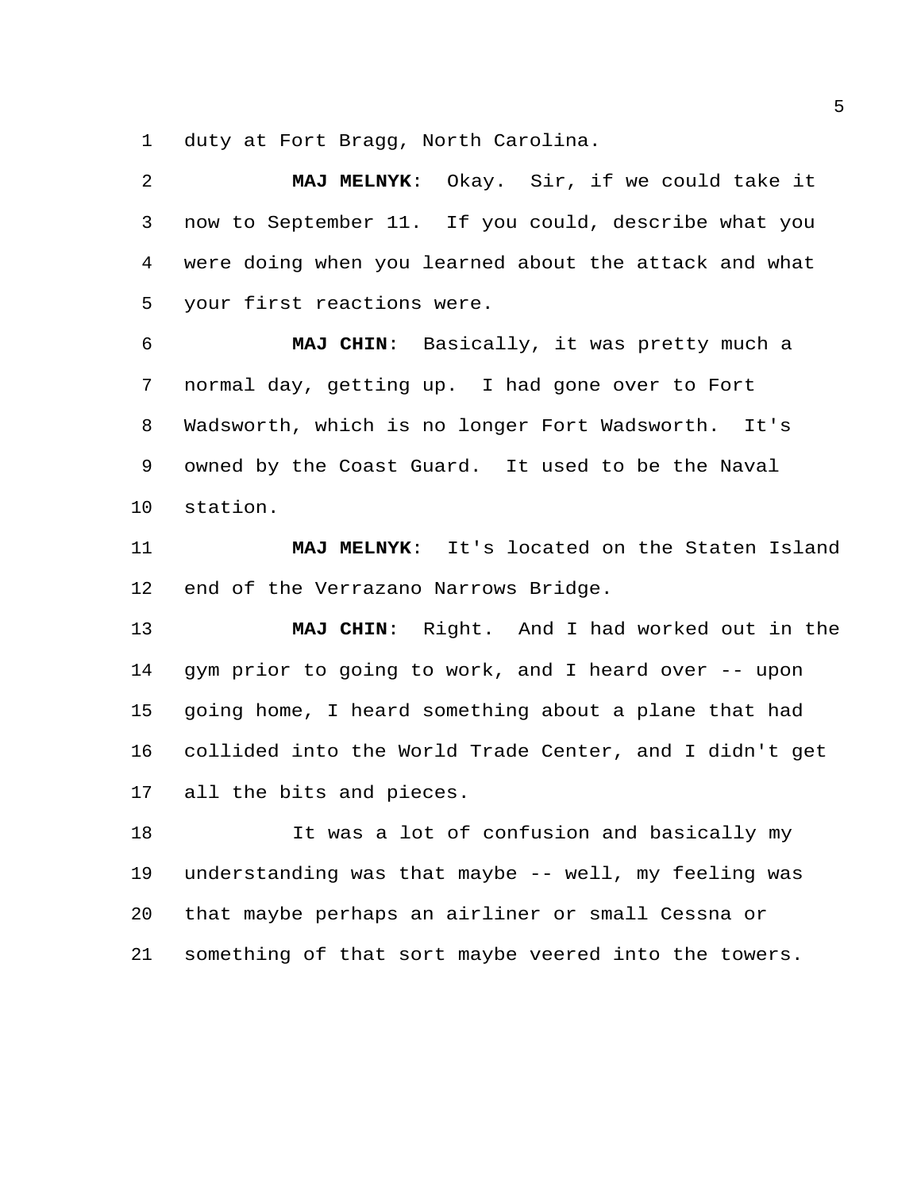duty at Fort Bragg, North Carolina.

**MAJ MELNYK**: Okay. Sir, if we could take it now to September 11. If you could, describe what you were doing when you learned about the attack and what your first reactions were.

**MAJ CHIN**: Basically, it was pretty much a normal day, getting up. I had gone over to Fort Wadsworth, which is no longer Fort Wadsworth. It's owned by the Coast Guard. It used to be the Naval station.

**MAJ MELNYK**: It's located on the Staten Island end of the Verrazano Narrows Bridge.

**MAJ CHIN**: Right. And I had worked out in the gym prior to going to work, and I heard over -- upon going home, I heard something about a plane that had collided into the World Trade Center, and I didn't get all the bits and pieces.

It was a lot of confusion and basically my understanding was that maybe -- well, my feeling was that maybe perhaps an airliner or small Cessna or something of that sort maybe veered into the towers.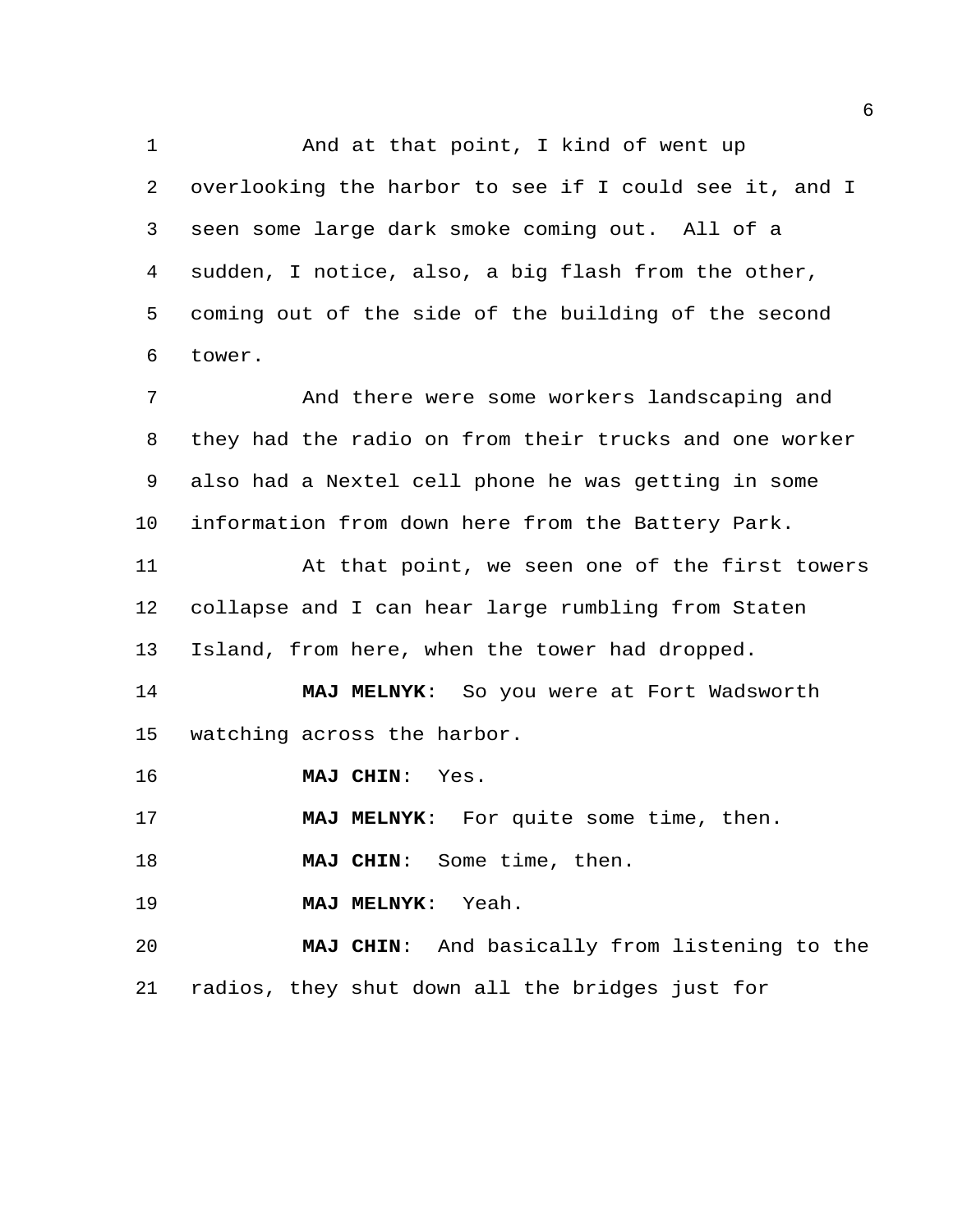And at that point, I kind of went up overlooking the harbor to see if I could see it, and I seen some large dark smoke coming out. All of a sudden, I notice, also, a big flash from the other, coming out of the side of the building of the second tower.

And there were some workers landscaping and they had the radio on from their trucks and one worker also had a Nextel cell phone he was getting in some information from down here from the Battery Park.

At that point, we seen one of the first towers collapse and I can hear large rumbling from Staten Island, from here, when the tower had dropped.

**MAJ MELNYK**: So you were at Fort Wadsworth watching across the harbor.

**MAJ CHIN**: Yes.

**MAJ MELNYK**: For quite some time, then.

**MAJ CHIN**: Some time, then.

**MAJ MELNYK**: Yeah.

**MAJ CHIN**: And basically from listening to the radios, they shut down all the bridges just for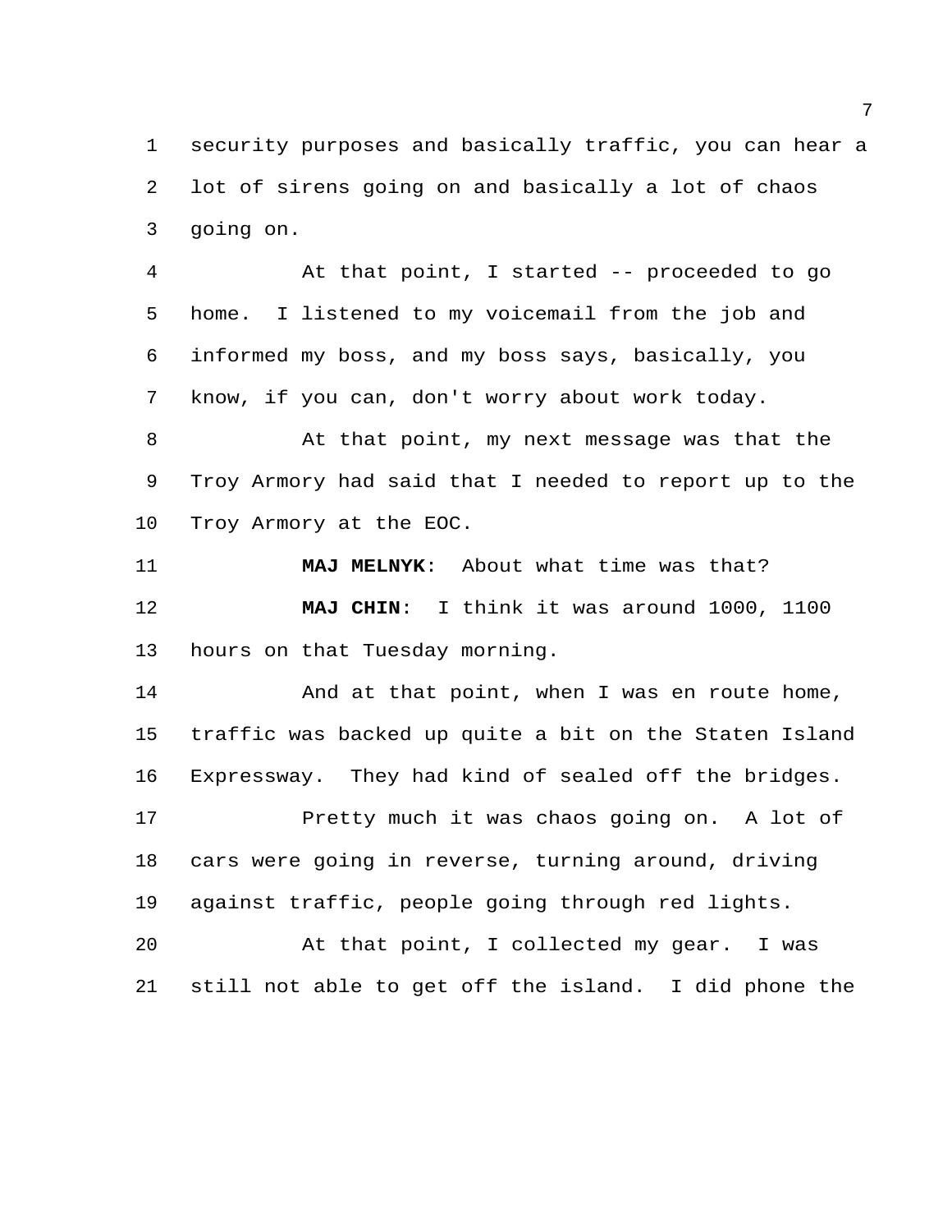security purposes and basically traffic, you can hear a lot of sirens going on and basically a lot of chaos going on.

At that point, I started -- proceeded to go home. I listened to my voicemail from the job and informed my boss, and my boss says, basically, you know, if you can, don't worry about work today.

At that point, my next message was that the Troy Armory had said that I needed to report up to the Troy Armory at the EOC.

**MAJ MELNYK**: About what time was that?

**MAJ CHIN**: I think it was around 1000, 1100 hours on that Tuesday morning.

And at that point, when I was en route home, traffic was backed up quite a bit on the Staten Island Expressway. They had kind of sealed off the bridges.

Pretty much it was chaos going on. A lot of cars were going in reverse, turning around, driving against traffic, people going through red lights.

At that point, I collected my gear. I was still not able to get off the island. I did phone the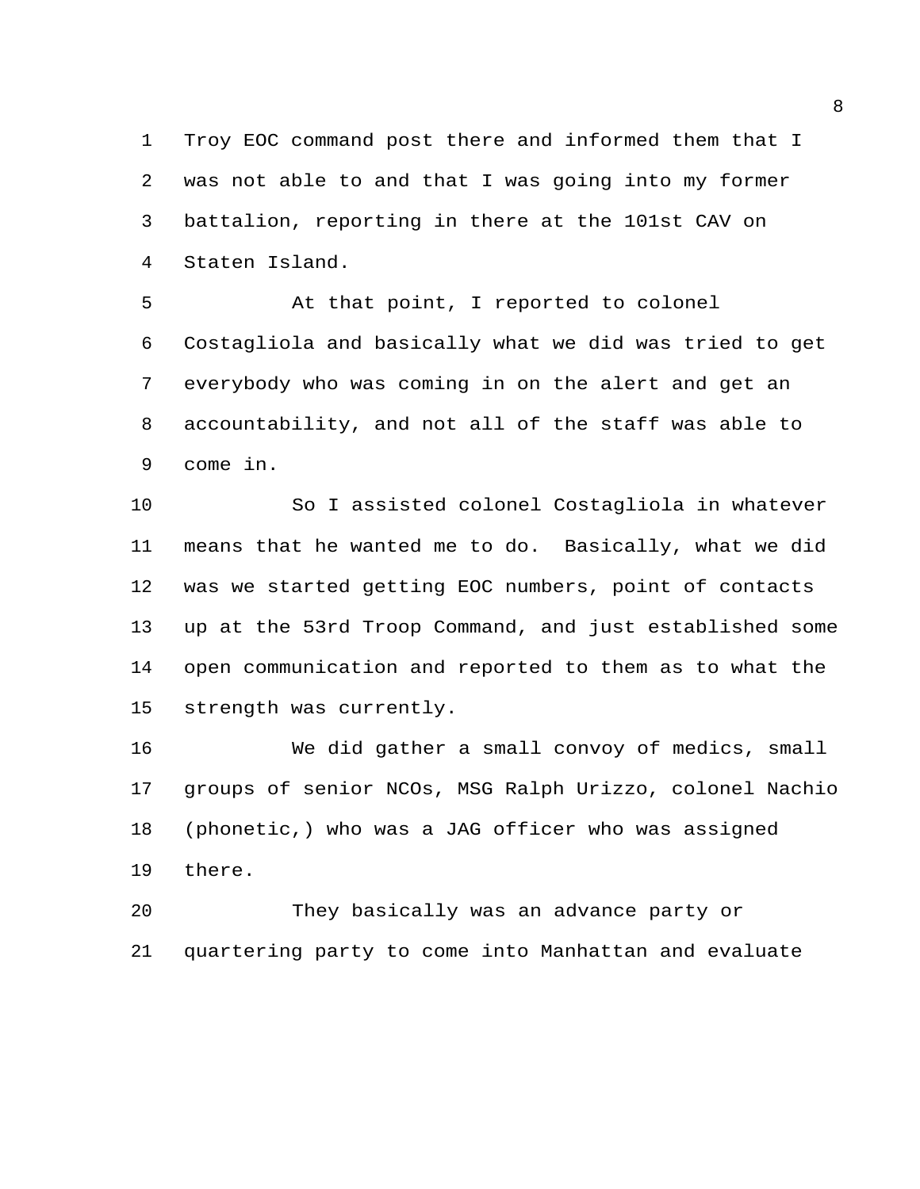Troy EOC command post there and informed them that I was not able to and that I was going into my former battalion, reporting in there at the 101st CAV on Staten Island.

At that point, I reported to colonel Costagliola and basically what we did was tried to get everybody who was coming in on the alert and get an accountability, and not all of the staff was able to come in.

So I assisted colonel Costagliola in whatever means that he wanted me to do. Basically, what we did was we started getting EOC numbers, point of contacts up at the 53rd Troop Command, and just established some open communication and reported to them as to what the strength was currently.

We did gather a small convoy of medics, small groups of senior NCOs, MSG Ralph Urizzo, colonel Nachio (phonetic,) who was a JAG officer who was assigned there.

They basically was an advance party or quartering party to come into Manhattan and evaluate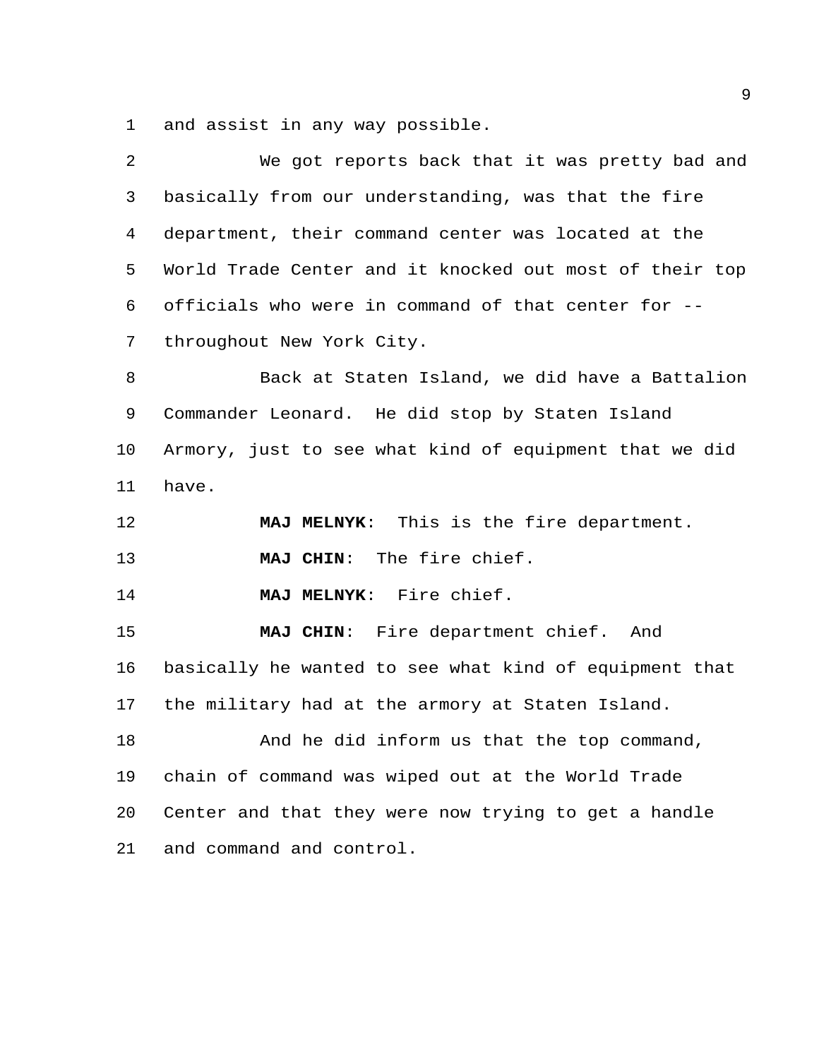and assist in any way possible.

We got reports back that it was pretty bad and basically from our understanding, was that the fire department, their command center was located at the World Trade Center and it knocked out most of their top officials who were in command of that center for -- throughout New York City.

Back at Staten Island, we did have a Battalion Commander Leonard. He did stop by Staten Island Armory, just to see what kind of equipment that we did have.

**MAJ MELNYK**: This is the fire department.

**MAJ CHIN**: The fire chief.

**MAJ MELNYK**: Fire chief.

**MAJ CHIN**: Fire department chief. And basically he wanted to see what kind of equipment that the military had at the armory at Staten Island.

And he did inform us that the top command, chain of command was wiped out at the World Trade Center and that they were now trying to get a handle and command and control.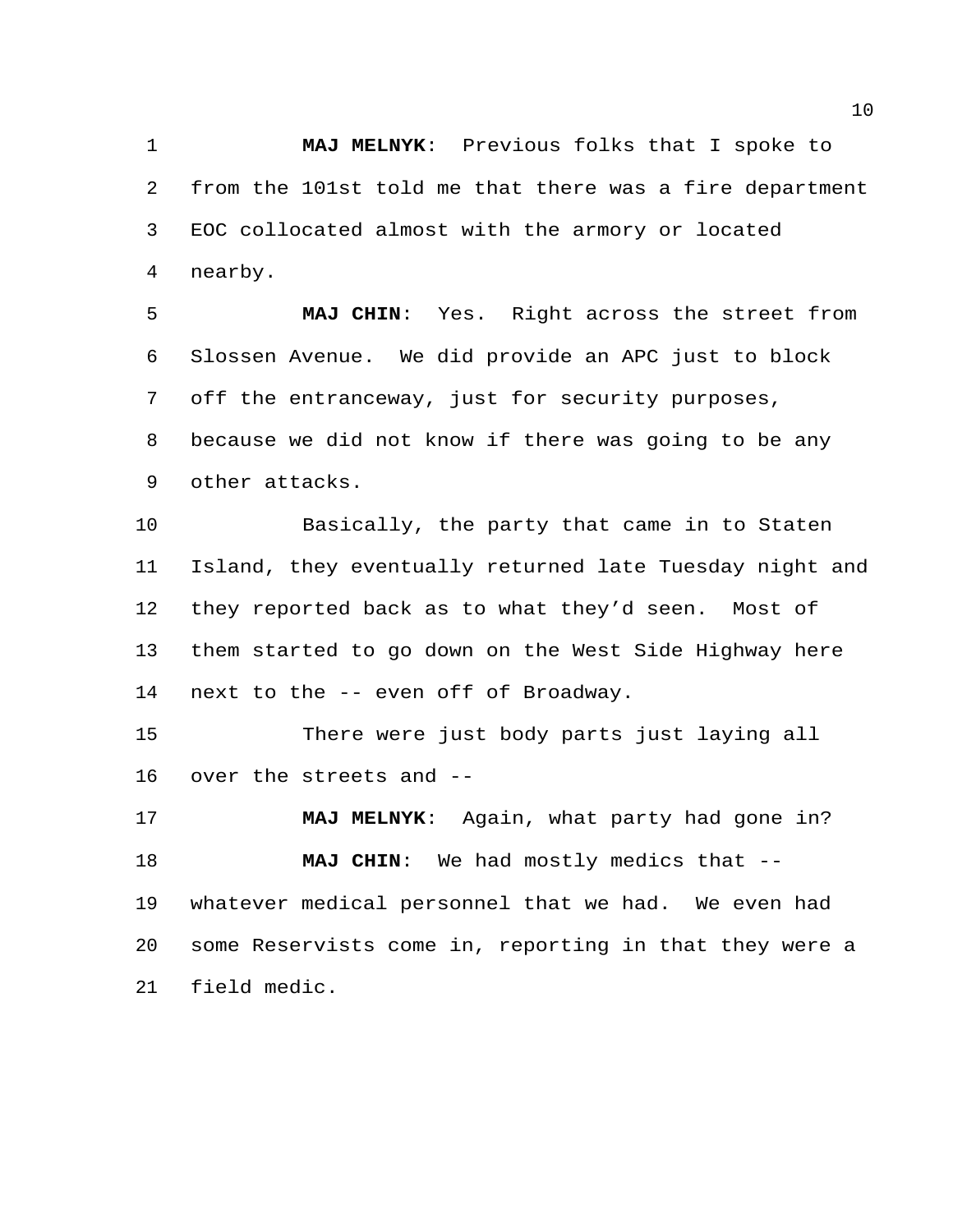**MAJ MELNYK**: Previous folks that I spoke to from the 101st told me that there was a fire department EOC collocated almost with the armory or located nearby.

**MAJ CHIN**: Yes. Right across the street from Slossen Avenue. We did provide an APC just to block off the entranceway, just for security purposes, because we did not know if there was going to be any other attacks.

Basically, the party that came in to Staten Island, they eventually returned late Tuesday night and they reported back as to what they'd seen. Most of them started to go down on the West Side Highway here next to the -- even off of Broadway.

There were just body parts just laying all over the streets and --

**MAJ MELNYK**: Again, what party had gone in?

**MAJ CHIN**: We had mostly medics that -- whatever medical personnel that we had. We even had some Reservists come in, reporting in that they were a field medic.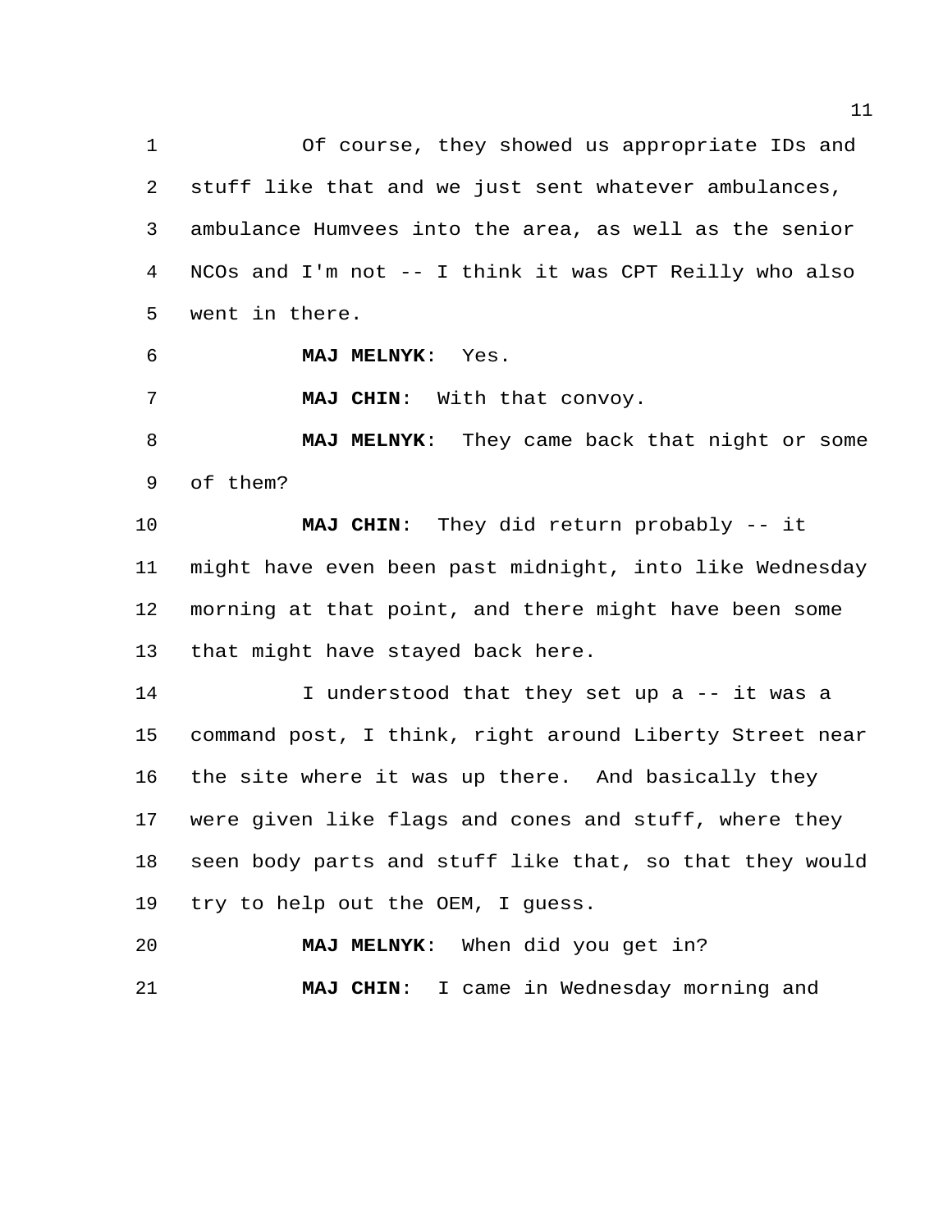Of course, they showed us appropriate IDs and stuff like that and we just sent whatever ambulances, ambulance Humvees into the area, as well as the senior NCOs and I'm not -- I think it was CPT Reilly who also went in there.

**MAJ MELNYK**: Yes.

**MAJ CHIN**: With that convoy.

**MAJ MELNYK**: They came back that night or some of them?

**MAJ CHIN**: They did return probably -- it might have even been past midnight, into like Wednesday morning at that point, and there might have been some that might have stayed back here.

I understood that they set up a -- it was a command post, I think, right around Liberty Street near the site where it was up there. And basically they were given like flags and cones and stuff, where they seen body parts and stuff like that, so that they would try to help out the OEM, I guess.

**MAJ MELNYK**: When did you get in?

**MAJ CHIN**: I came in Wednesday morning and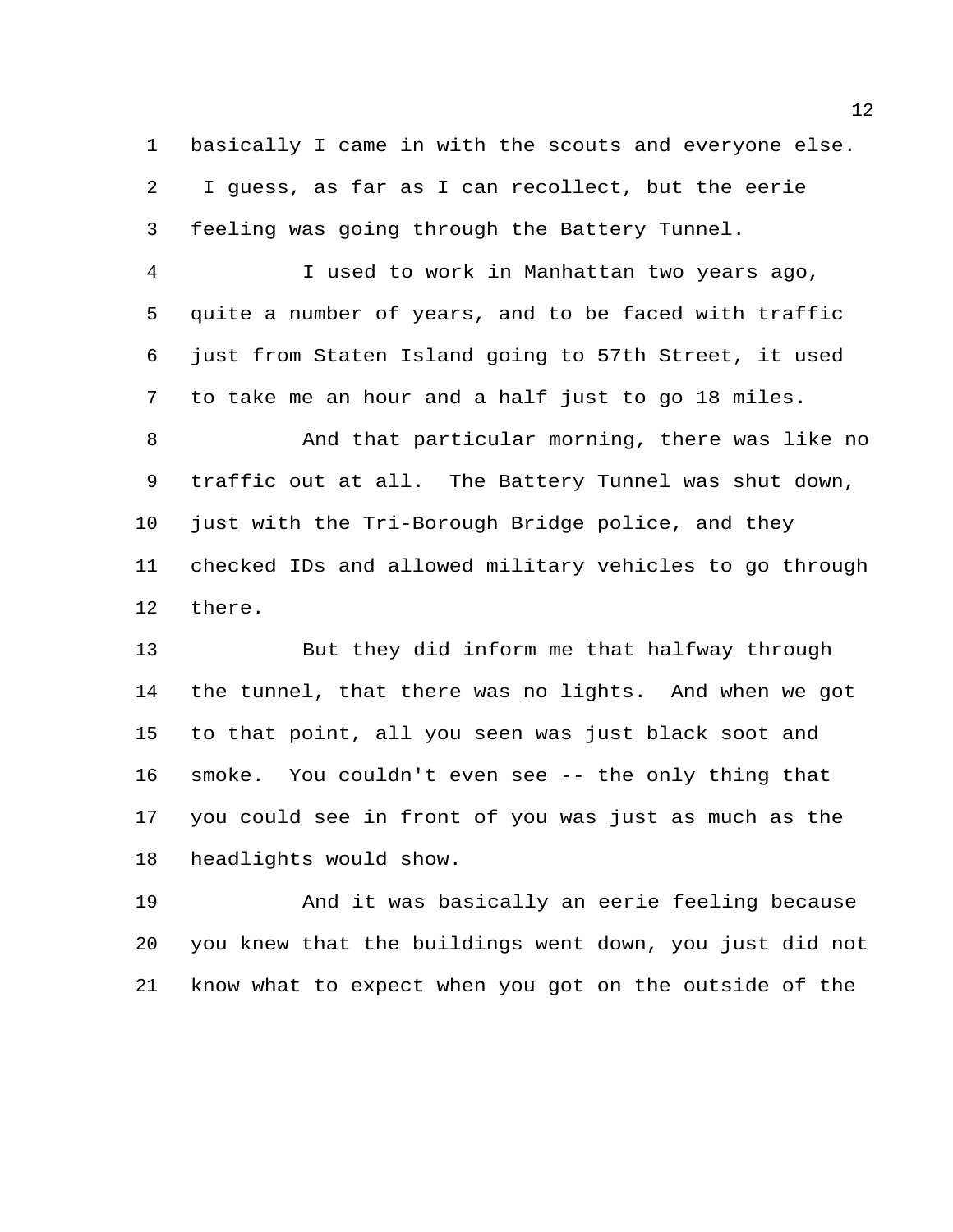basically I came in with the scouts and everyone else. I guess, as far as I can recollect, but the eerie feeling was going through the Battery Tunnel.

I used to work in Manhattan two years ago, quite a number of years, and to be faced with traffic just from Staten Island going to 57th Street, it used to take me an hour and a half just to go 18 miles.

And that particular morning, there was like no traffic out at all. The Battery Tunnel was shut down, just with the Tri-Borough Bridge police, and they checked IDs and allowed military vehicles to go through there.

But they did inform me that halfway through the tunnel, that there was no lights. And when we got to that point, all you seen was just black soot and smoke. You couldn't even see -- the only thing that you could see in front of you was just as much as the headlights would show.

And it was basically an eerie feeling because you knew that the buildings went down, you just did not know what to expect when you got on the outside of the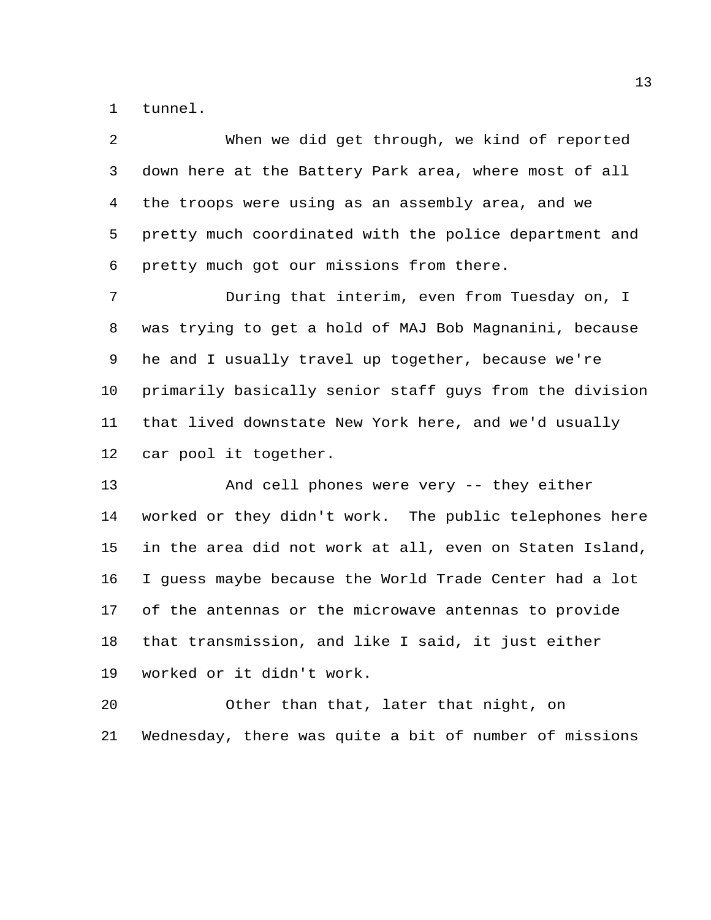tunnel.

When we did get through, we kind of reported down here at the Battery Park area, where most of all the troops were using as an assembly area, and we pretty much coordinated with the police department and pretty much got our missions from there.

During that interim, even from Tuesday on, I was trying to get a hold of MAJ Bob Magnanini, because he and I usually travel up together, because we're primarily basically senior staff guys from the division that lived downstate New York here, and we'd usually car pool it together.

And cell phones were very -- they either worked or they didn't work. The public telephones here in the area did not work at all, even on Staten Island, I guess maybe because the World Trade Center had a lot of the antennas or the microwave antennas to provide that transmission, and like I said, it just either worked or it didn't work.

Other than that, later that night, on Wednesday, there was quite a bit of number of missions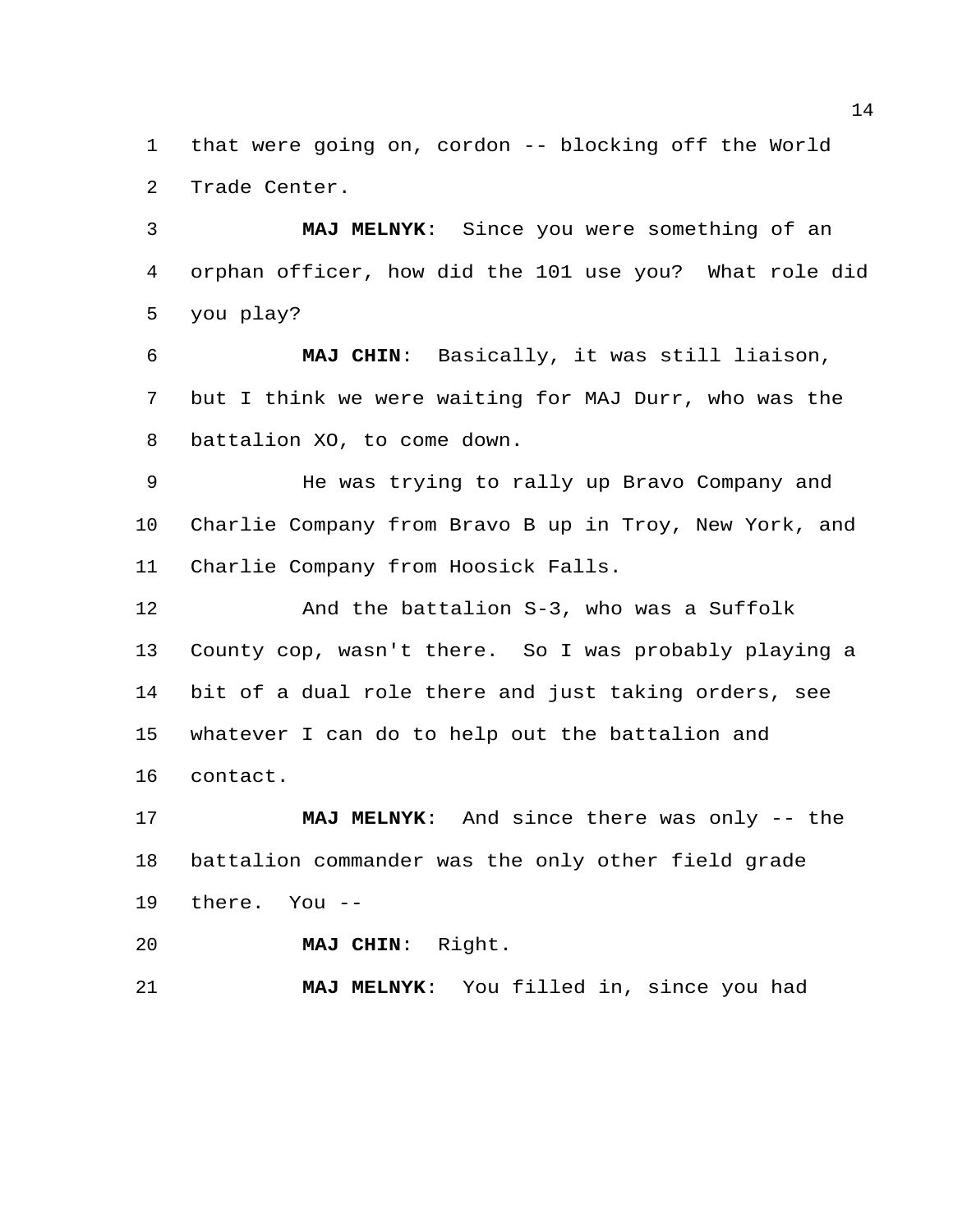that were going on, cordon -- blocking off the World Trade Center.

**MAJ MELNYK**: Since you were something of an orphan officer, how did the 101 use you? What role did you play?

**MAJ CHIN**: Basically, it was still liaison, but I think we were waiting for MAJ Durr, who was the battalion XO, to come down.

He was trying to rally up Bravo Company and Charlie Company from Bravo B up in Troy, New York, and Charlie Company from Hoosick Falls.

And the battalion S-3, who was a Suffolk County cop, wasn't there. So I was probably playing a bit of a dual role there and just taking orders, see whatever I can do to help out the battalion and contact.

**MAJ MELNYK**: And since there was only -- the battalion commander was the only other field grade there. You --

**MAJ CHIN**: Right.

**MAJ MELNYK**: You filled in, since you had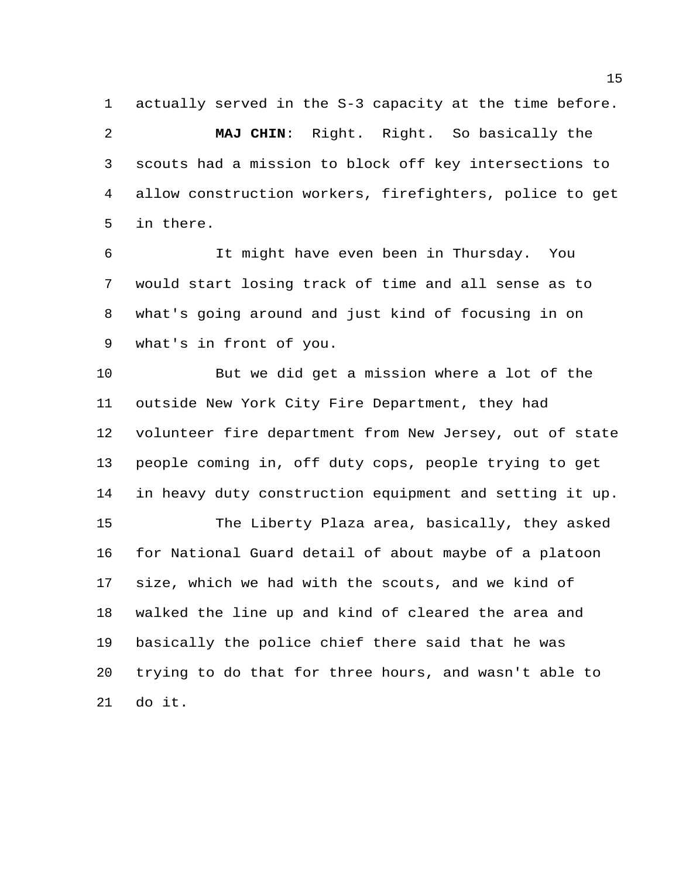actually served in the S-3 capacity at the time before.

**MAJ CHIN**: Right. Right. So basically the scouts had a mission to block off key intersections to allow construction workers, firefighters, police to get in there.

It might have even been in Thursday. You would start losing track of time and all sense as to what's going around and just kind of focusing in on what's in front of you.

But we did get a mission where a lot of the outside New York City Fire Department, they had volunteer fire department from New Jersey, out of state people coming in, off duty cops, people trying to get in heavy duty construction equipment and setting it up.

The Liberty Plaza area, basically, they asked for National Guard detail of about maybe of a platoon size, which we had with the scouts, and we kind of walked the line up and kind of cleared the area and basically the police chief there said that he was trying to do that for three hours, and wasn't able to do it.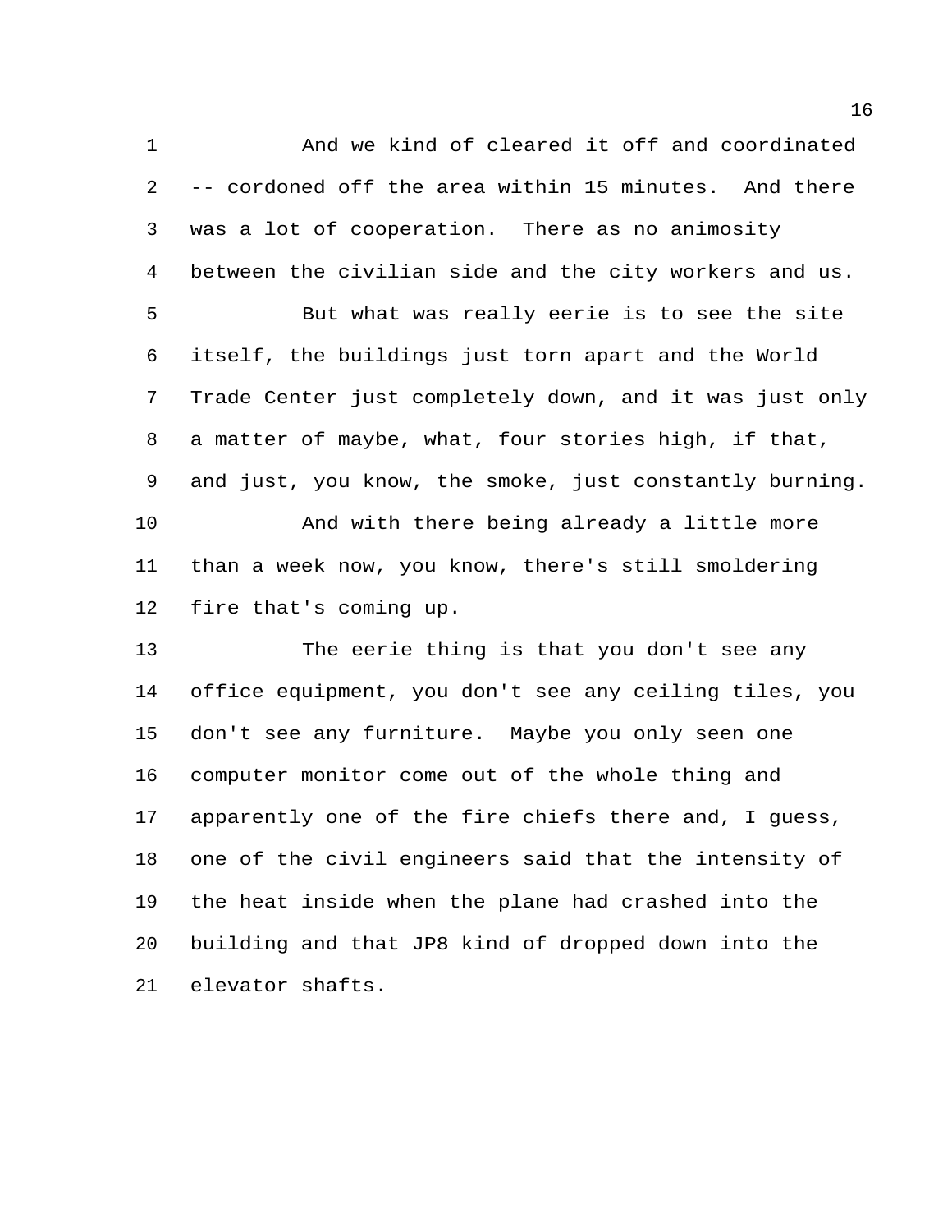And we kind of cleared it off and coordinated -- cordoned off the area within 15 minutes. And there was a lot of cooperation. There as no animosity between the civilian side and the city workers and us.

But what was really eerie is to see the site itself, the buildings just torn apart and the World Trade Center just completely down, and it was just only a matter of maybe, what, four stories high, if that, and just, you know, the smoke, just constantly burning.

And with there being already a little more than a week now, you know, there's still smoldering fire that's coming up.

The eerie thing is that you don't see any office equipment, you don't see any ceiling tiles, you don't see any furniture. Maybe you only seen one computer monitor come out of the whole thing and apparently one of the fire chiefs there and, I guess, one of the civil engineers said that the intensity of the heat inside when the plane had crashed into the building and that JP8 kind of dropped down into the elevator shafts.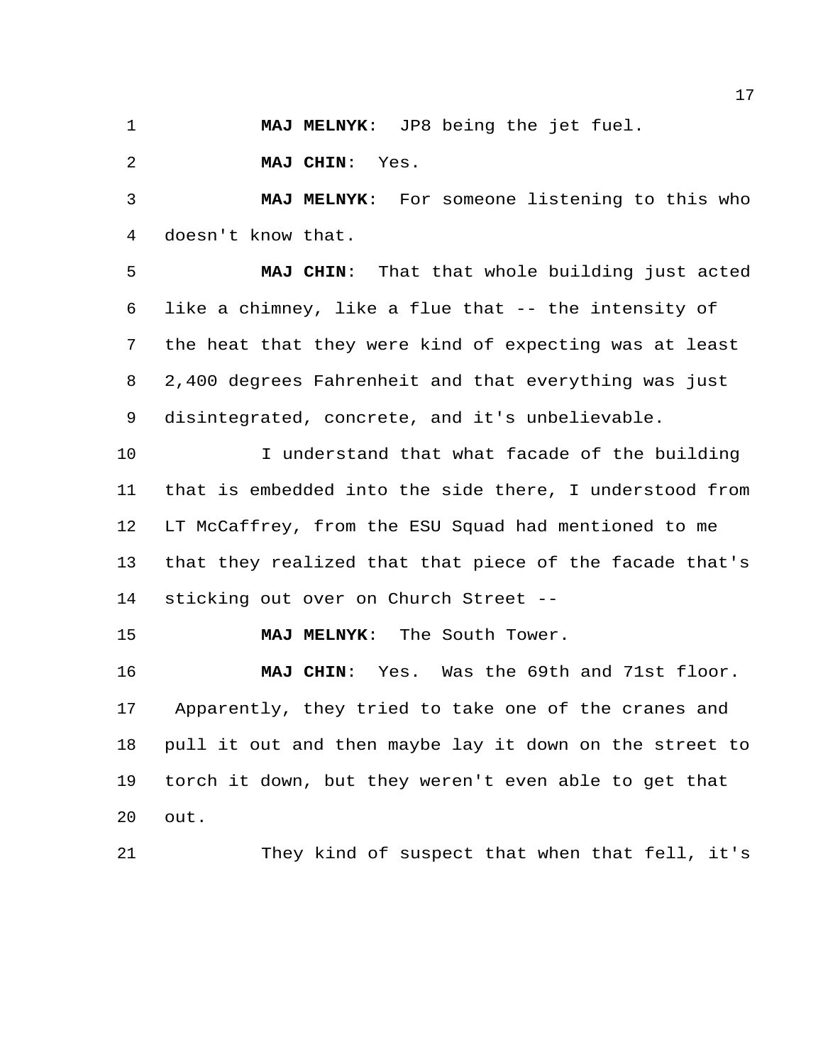**MAJ MELNYK**: JP8 being the jet fuel.

**MAJ CHIN**: Yes.

**MAJ MELNYK**: For someone listening to this who doesn't know that.

**MAJ CHIN**: That that whole building just acted like a chimney, like a flue that -- the intensity of the heat that they were kind of expecting was at least 2,400 degrees Fahrenheit and that everything was just disintegrated, concrete, and it's unbelievable.

I understand that what facade of the building that is embedded into the side there, I understood from LT McCaffrey, from the ESU Squad had mentioned to me that they realized that that piece of the facade that's sticking out over on Church Street --

**MAJ MELNYK**: The South Tower.

**MAJ CHIN**: Yes. Was the 69th and 71st floor. Apparently, they tried to take one of the cranes and pull it out and then maybe lay it down on the street to torch it down, but they weren't even able to get that out.

They kind of suspect that when that fell, it's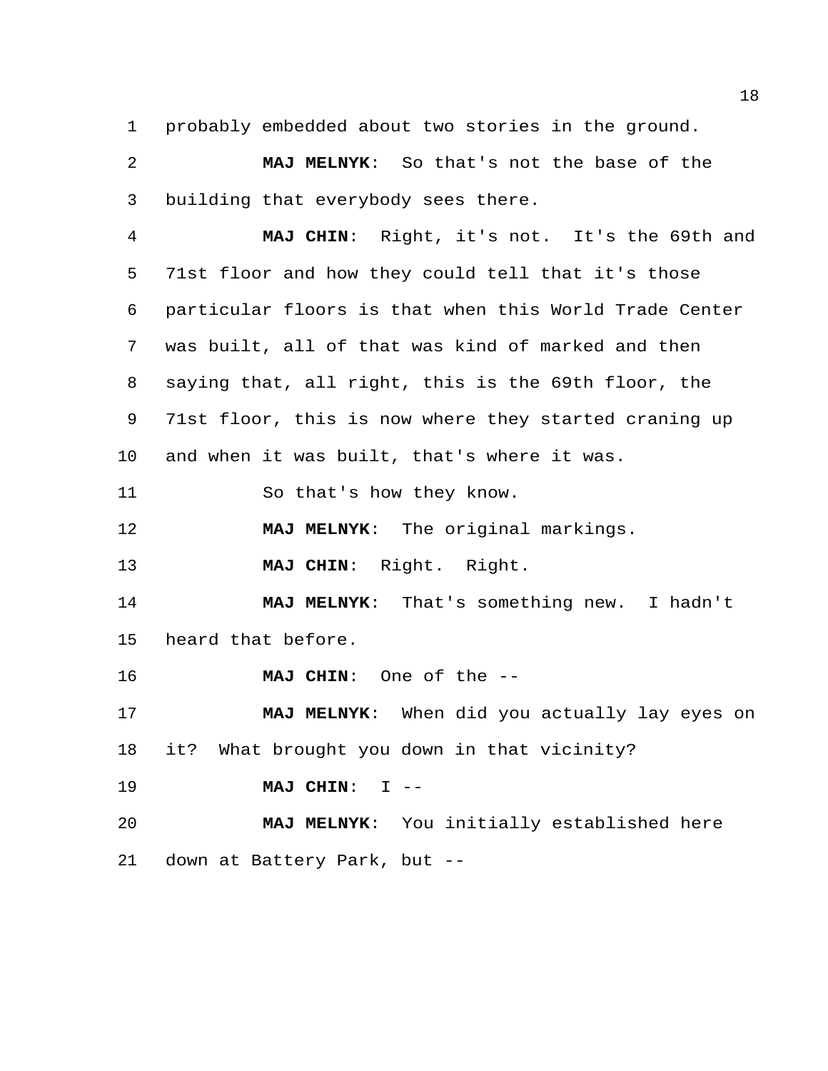probably embedded about two stories in the ground.

**MAJ MELNYK**: So that's not the base of the building that everybody sees there.

**MAJ CHIN**: Right, it's not. It's the 69th and 71st floor and how they could tell that it's those particular floors is that when this World Trade Center was built, all of that was kind of marked and then saying that, all right, this is the 69th floor, the 71st floor, this is now where they started craning up and when it was built, that's where it was.

So that's how they know.

**MAJ MELNYK**: The original markings.

**MAJ CHIN**: Right. Right.

**MAJ MELNYK**: That's something new. I hadn't heard that before.

**MAJ CHIN**: One of the --

**MAJ MELNYK**: When did you actually lay eyes on it? What brought you down in that vicinity?

**MAJ CHIN**: I --

**MAJ MELNYK**: You initially established here down at Battery Park, but --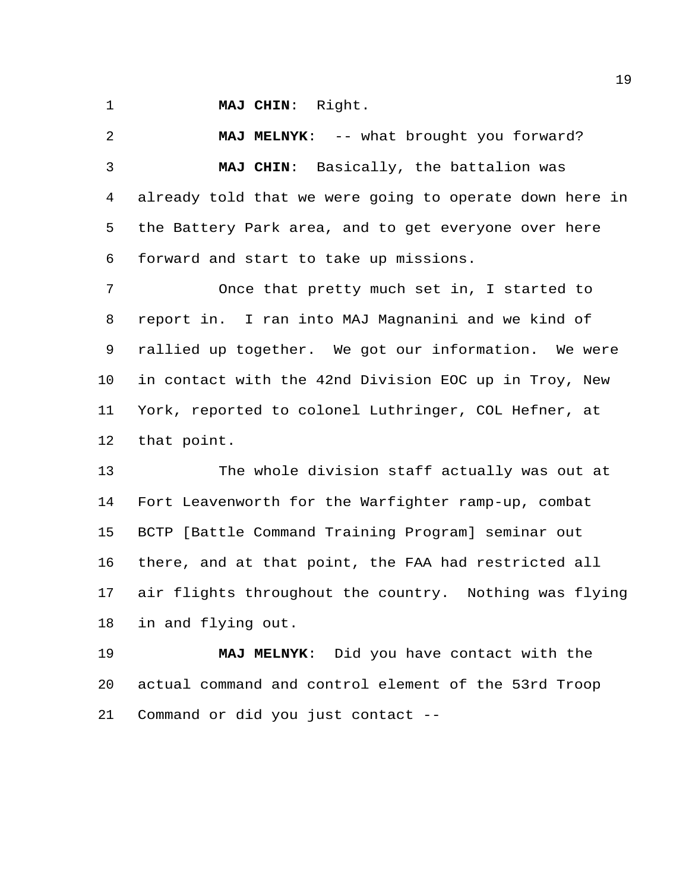**MAJ CHIN**: Right.

**MAJ MELNYK**: -- what brought you forward?

**MAJ CHIN**: Basically, the battalion was already told that we were going to operate down here in the Battery Park area, and to get everyone over here forward and start to take up missions.

Once that pretty much set in, I started to report in. I ran into MAJ Magnanini and we kind of rallied up together. We got our information. We were in contact with the 42nd Division EOC up in Troy, New York, reported to colonel Luthringer, COL Hefner, at that point.

The whole division staff actually was out at Fort Leavenworth for the Warfighter ramp-up, combat BCTP [Battle Command Training Program] seminar out there, and at that point, the FAA had restricted all air flights throughout the country. Nothing was flying in and flying out.

**MAJ MELNYK**: Did you have contact with the actual command and control element of the 53rd Troop Command or did you just contact --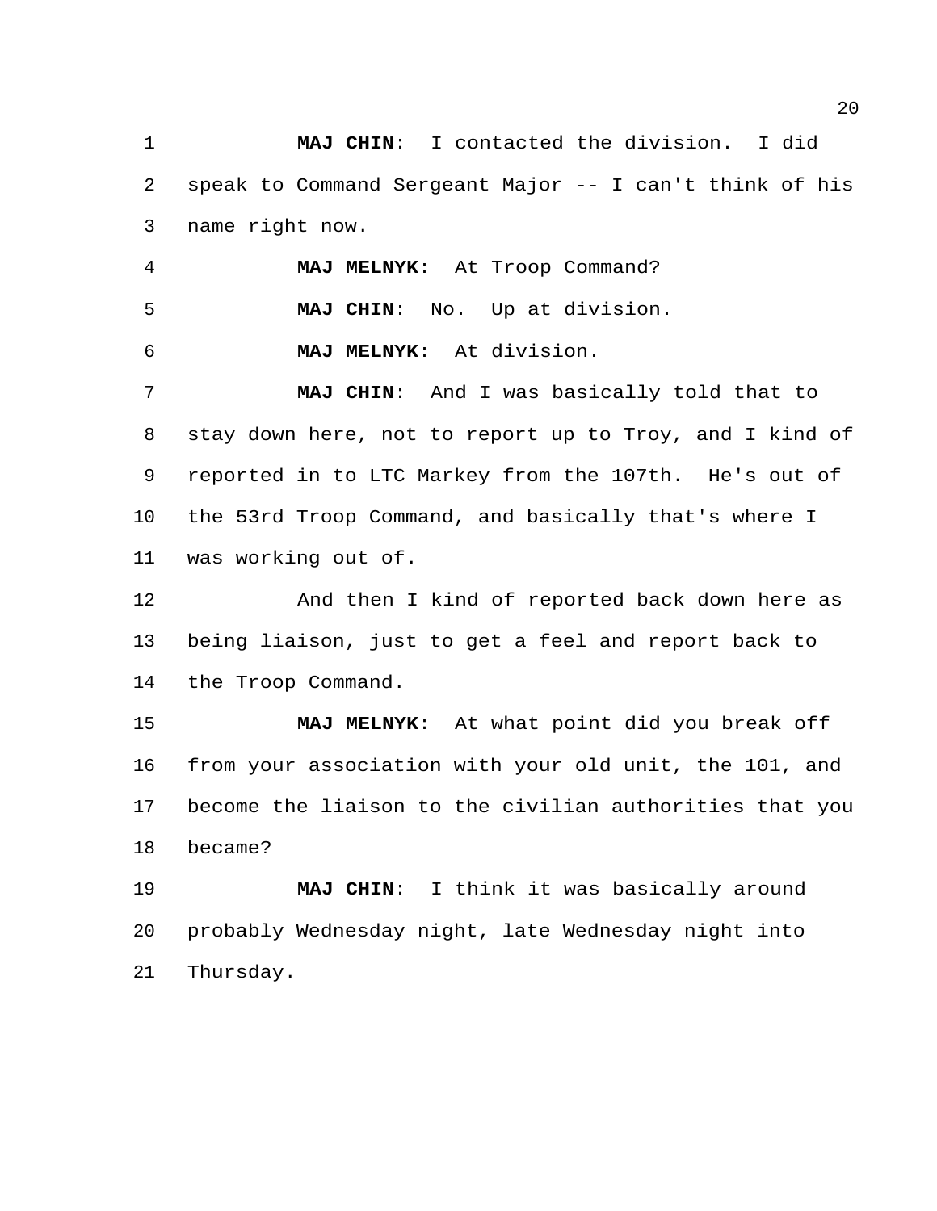**MAJ CHIN**: I contacted the division. I did speak to Command Sergeant Major -- I can't think of his name right now.

**MAJ MELNYK**: At Troop Command?

**MAJ CHIN**: No. Up at division.

**MAJ MELNYK**: At division.

**MAJ CHIN**: And I was basically told that to stay down here, not to report up to Troy, and I kind of reported in to LTC Markey from the 107th. He's out of the 53rd Troop Command, and basically that's where I was working out of.

And then I kind of reported back down here as being liaison, just to get a feel and report back to the Troop Command.

**MAJ MELNYK**: At what point did you break off from your association with your old unit, the 101, and become the liaison to the civilian authorities that you became?

**MAJ CHIN**: I think it was basically around probably Wednesday night, late Wednesday night into Thursday.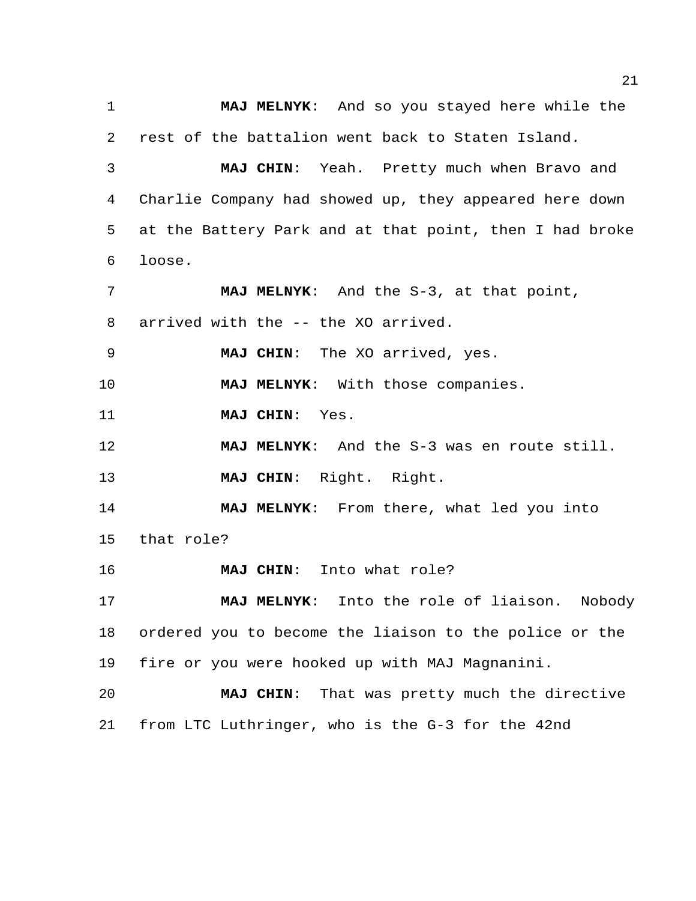**MAJ MELNYK**: And so you stayed here while the rest of the battalion went back to Staten Island.

**MAJ CHIN**: Yeah. Pretty much when Bravo and Charlie Company had showed up, they appeared here down at the Battery Park and at that point, then I had broke loose.

**MAJ MELNYK**: And the S-3, at that point, arrived with the -- the XO arrived.

**MAJ CHIN**: The XO arrived, yes.

**MAJ MELNYK**: With those companies.

**MAJ CHIN**: Yes.

**MAJ MELNYK**: And the S-3 was en route still.

**MAJ CHIN**: Right. Right.

**MAJ MELNYK**: From there, what led you into that role?

**MAJ CHIN**: Into what role?

**MAJ MELNYK**: Into the role of liaison. Nobody ordered you to become the liaison to the police or the fire or you were hooked up with MAJ Magnanini.

**MAJ CHIN**: That was pretty much the directive from LTC Luthringer, who is the G-3 for the 42nd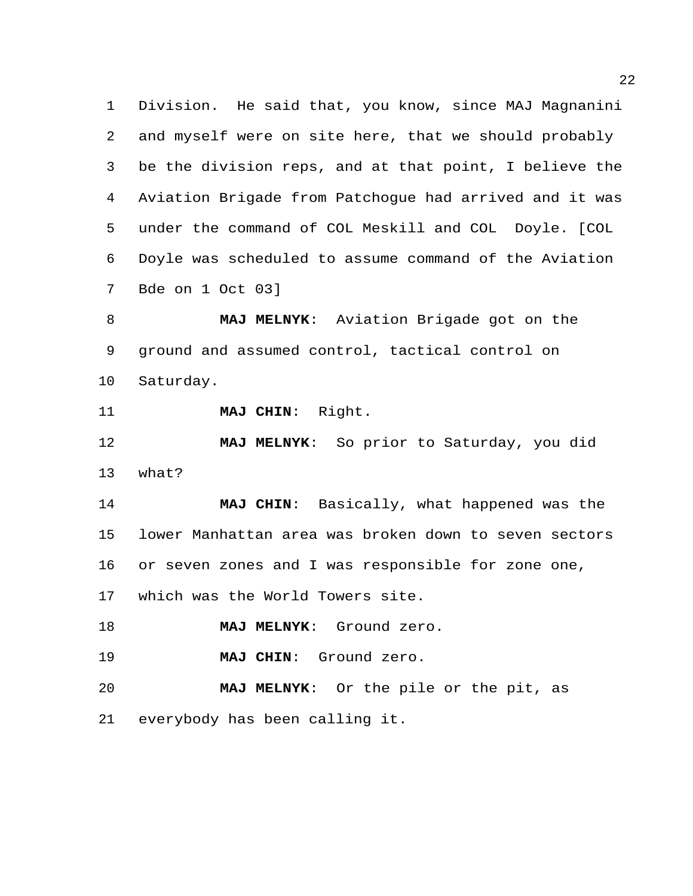Division. He said that, you know, since MAJ Magnanini and myself were on site here, that we should probably be the division reps, and at that point, I believe the Aviation Brigade from Patchogue had arrived and it was under the command of COL Meskill and COL Doyle. [COL Doyle was scheduled to assume command of the Aviation Bde on 1 Oct 03]

**MAJ MELNYK**: Aviation Brigade got on the ground and assumed control, tactical control on Saturday.

**MAJ CHIN**: Right.

**MAJ MELNYK**: So prior to Saturday, you did what?

**MAJ CHIN**: Basically, what happened was the lower Manhattan area was broken down to seven sectors or seven zones and I was responsible for zone one, which was the World Towers site.

**MAJ MELNYK**: Ground zero.

**MAJ CHIN**: Ground zero.

**MAJ MELNYK**: Or the pile or the pit, as everybody has been calling it.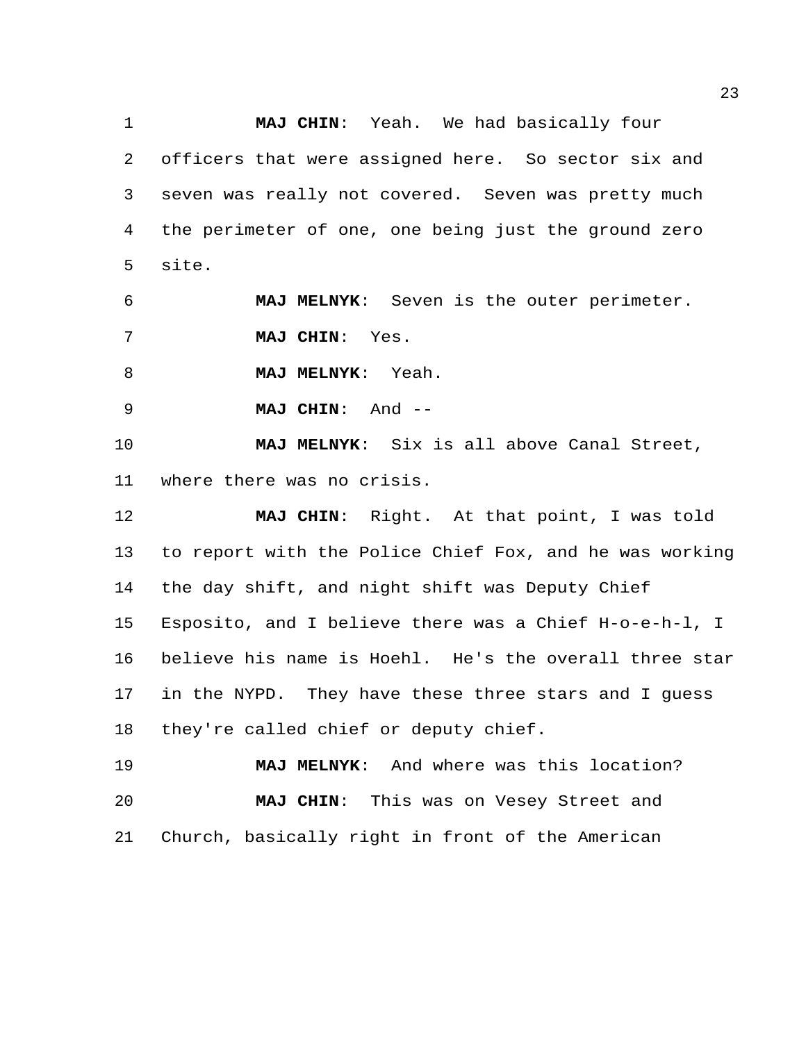**MAJ CHIN**: Yeah. We had basically four officers that were assigned here. So sector six and seven was really not covered. Seven was pretty much the perimeter of one, one being just the ground zero site.

**MAJ MELNYK**: Seven is the outer perimeter.

**MAJ CHIN**: Yes.

**MAJ MELNYK**: Yeah.

**MAJ CHIN**: And --

**MAJ MELNYK**: Six is all above Canal Street, where there was no crisis.

**MAJ CHIN**: Right. At that point, I was told to report with the Police Chief Fox, and he was working the day shift, and night shift was Deputy Chief Esposito, and I believe there was a Chief H-o-e-h-l, I believe his name is Hoehl. He's the overall three star in the NYPD. They have these three stars and I guess they're called chief or deputy chief.

**MAJ MELNYK**: And where was this location?

**MAJ CHIN**: This was on Vesey Street and Church, basically right in front of the American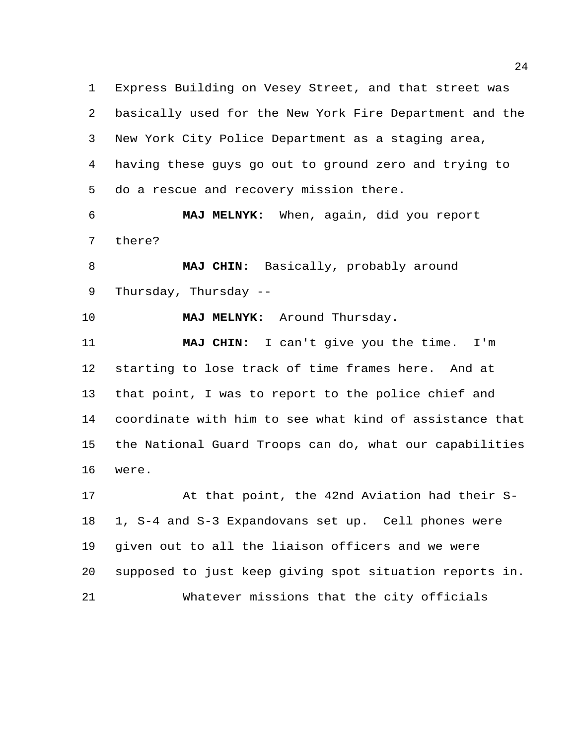Express Building on Vesey Street, and that street was basically used for the New York Fire Department and the New York City Police Department as a staging area, having these guys go out to ground zero and trying to do a rescue and recovery mission there.

**MAJ MELNYK**: When, again, did you report there?

**MAJ CHIN**: Basically, probably around Thursday, Thursday --

**MAJ MELNYK**: Around Thursday.

**MAJ CHIN**: I can't give you the time. I'm starting to lose track of time frames here. And at that point, I was to report to the police chief and coordinate with him to see what kind of assistance that the National Guard Troops can do, what our capabilities were.

At that point, the 42nd Aviation had their S-1, S-4 and S-3 Expandovans set up. Cell phones were given out to all the liaison officers and we were supposed to just keep giving spot situation reports in.

Whatever missions that the city officials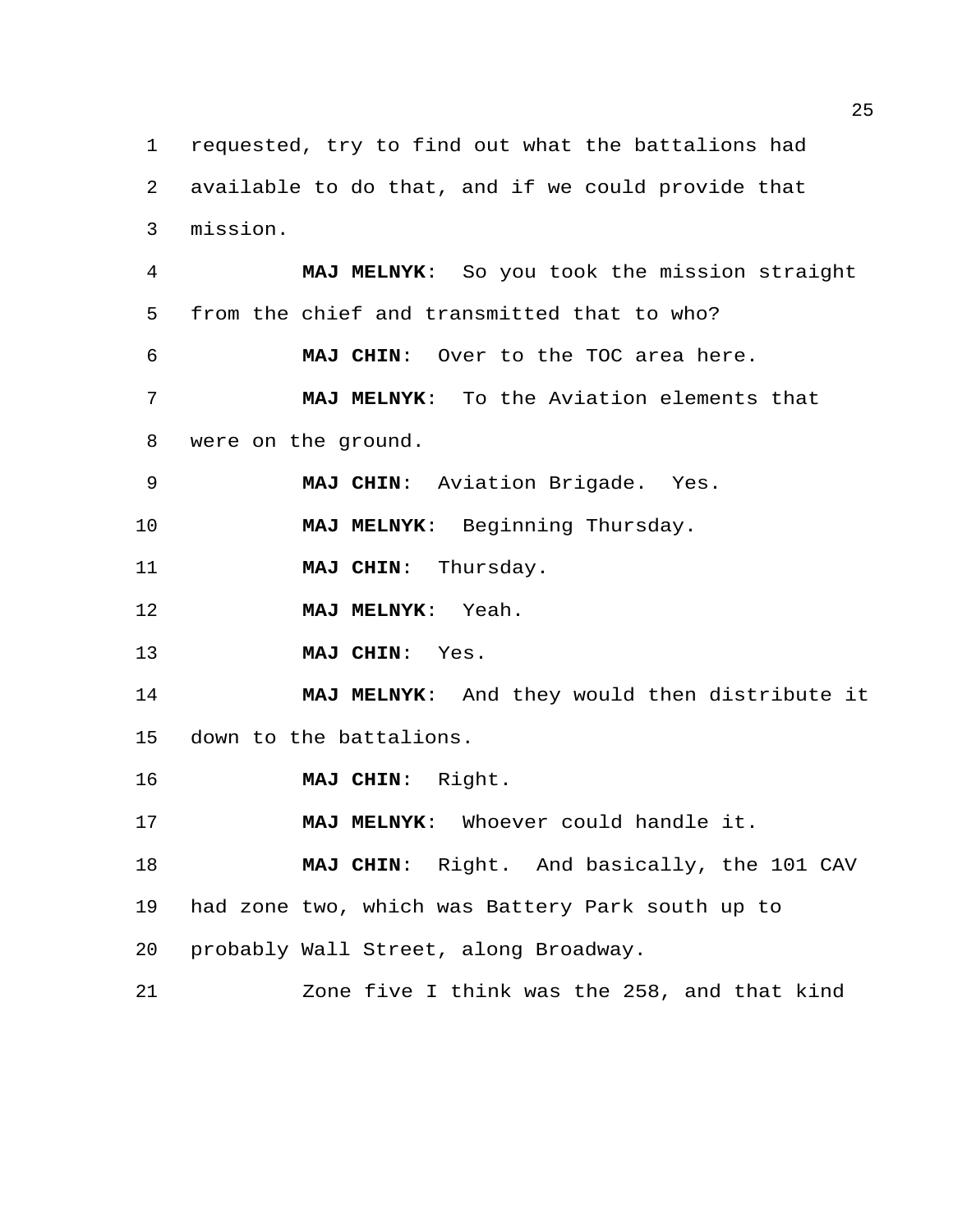requested, try to find out what the battalions had available to do that, and if we could provide that mission.

**MAJ MELNYK**: So you took the mission straight from the chief and transmitted that to who?

**MAJ CHIN**: Over to the TOC area here.

**MAJ MELNYK**: To the Aviation elements that were on the ground.

**MAJ CHIN**: Aviation Brigade. Yes.

**MAJ MELNYK**: Beginning Thursday.

**MAJ CHIN**: Thursday.

**MAJ MELNYK**: Yeah.

**MAJ CHIN**: Yes.

**MAJ MELNYK**: And they would then distribute it down to the battalions.

**MAJ CHIN**: Right.

**MAJ MELNYK**: Whoever could handle it.

**MAJ CHIN**: Right. And basically, the 101 CAV had zone two, which was Battery Park south up to probably Wall Street, along Broadway.

Zone five I think was the 258, and that kind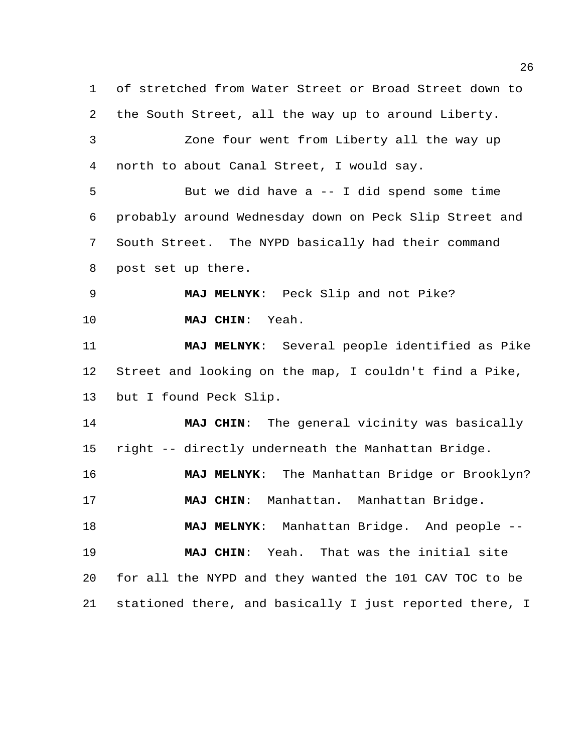of stretched from Water Street or Broad Street down to the South Street, all the way up to around Liberty.

Zone four went from Liberty all the way up north to about Canal Street, I would say.

But we did have a -- I did spend some time probably around Wednesday down on Peck Slip Street and South Street. The NYPD basically had their command post set up there.

**MAJ MELNYK**: Peck Slip and not Pike?

**MAJ CHIN**: Yeah.

**MAJ MELNYK**: Several people identified as Pike Street and looking on the map, I couldn't find a Pike, but I found Peck Slip.

**MAJ CHIN**: The general vicinity was basically right -- directly underneath the Manhattan Bridge.

**MAJ MELNYK**: The Manhattan Bridge or Brooklyn?

**MAJ CHIN**: Manhattan. Manhattan Bridge.

**MAJ MELNYK**: Manhattan Bridge. And people --

**MAJ CHIN**: Yeah. That was the initial site for all the NYPD and they wanted the 101 CAV TOC to be stationed there, and basically I just reported there, I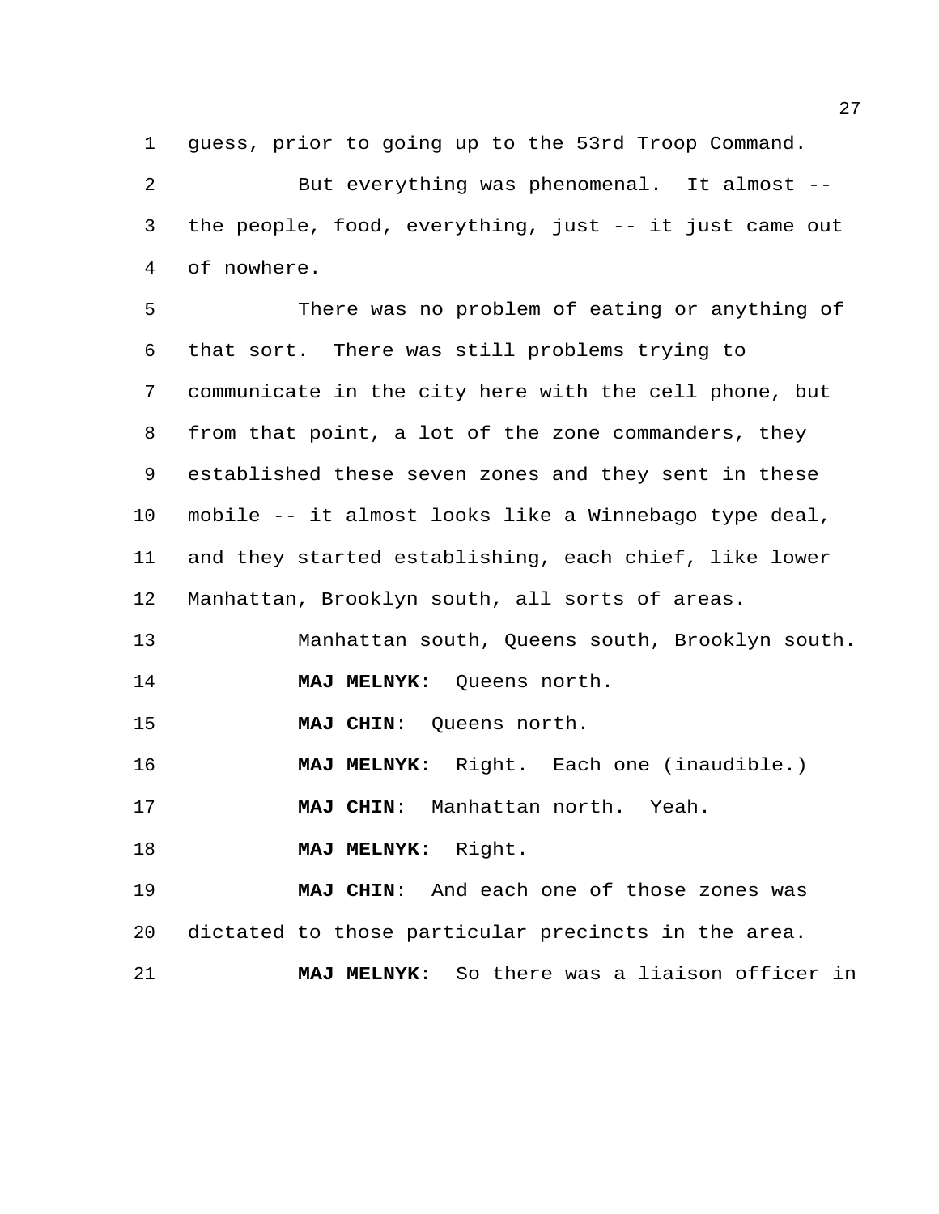guess, prior to going up to the 53rd Troop Command.

But everything was phenomenal. It almost -- the people, food, everything, just -- it just came out of nowhere.

There was no problem of eating or anything of that sort. There was still problems trying to communicate in the city here with the cell phone, but from that point, a lot of the zone commanders, they established these seven zones and they sent in these mobile -- it almost looks like a Winnebago type deal, and they started establishing, each chief, like lower Manhattan, Brooklyn south, all sorts of areas.

Manhattan south, Queens south, Brooklyn south.

**MAJ MELNYK**: Queens north.

**MAJ CHIN**: Queens north.

**MAJ MELNYK**: Right. Each one (inaudible.)

**MAJ CHIN**: Manhattan north. Yeah.

**MAJ MELNYK**: Right.

**MAJ CHIN**: And each one of those zones was dictated to those particular precincts in the area.

**MAJ MELNYK**: So there was a liaison officer in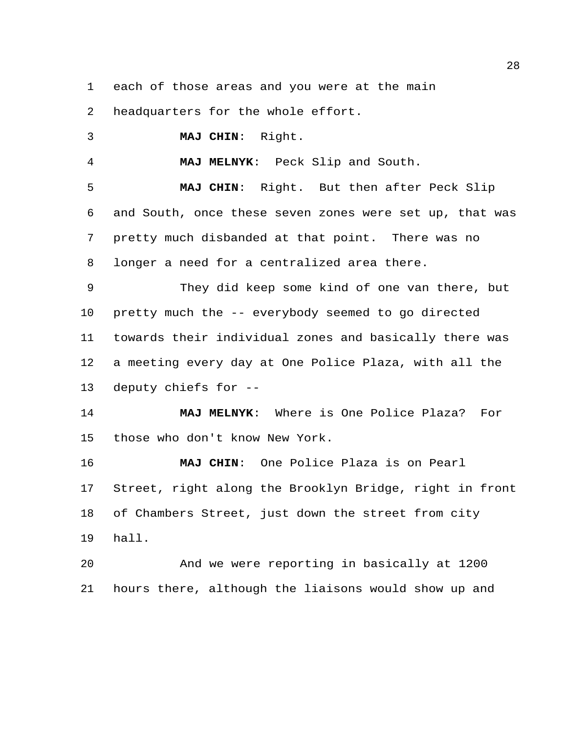each of those areas and you were at the main headquarters for the whole effort.

**MAJ CHIN**: Right.

**MAJ MELNYK**: Peck Slip and South.

**MAJ CHIN**: Right. But then after Peck Slip and South, once these seven zones were set up, that was pretty much disbanded at that point. There was no longer a need for a centralized area there.

They did keep some kind of one van there, but pretty much the -- everybody seemed to go directed towards their individual zones and basically there was a meeting every day at One Police Plaza, with all the deputy chiefs for --

**MAJ MELNYK**: Where is One Police Plaza? For those who don't know New York.

**MAJ CHIN**: One Police Plaza is on Pearl Street, right along the Brooklyn Bridge, right in front of Chambers Street, just down the street from city hall.

And we were reporting in basically at 1200 hours there, although the liaisons would show up and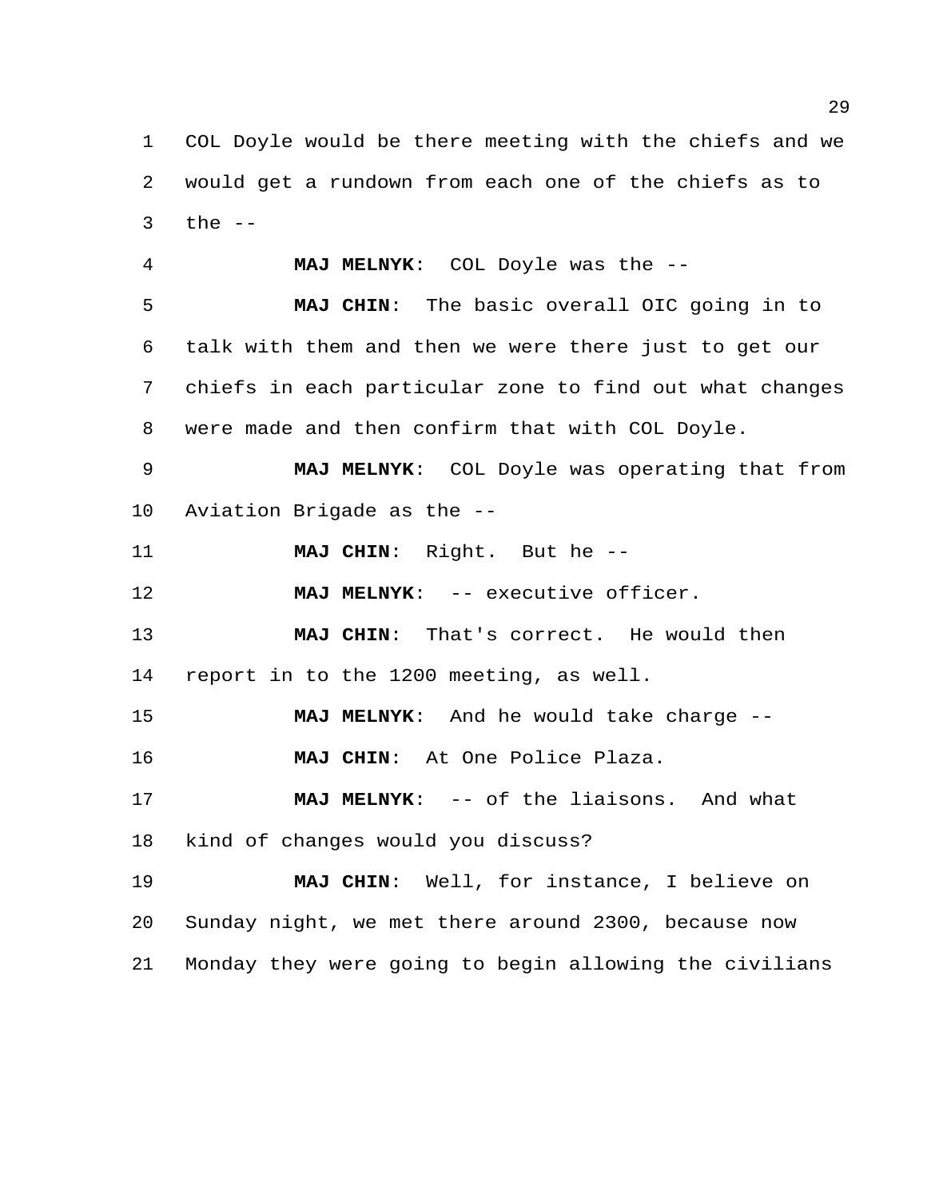COL Doyle would be there meeting with the chiefs and we would get a rundown from each one of the chiefs as to the --

**MAJ MELNYK**: COL Doyle was the --

**MAJ CHIN**: The basic overall OIC going in to talk with them and then we were there just to get our chiefs in each particular zone to find out what changes were made and then confirm that with COL Doyle.

**MAJ MELNYK**: COL Doyle was operating that from Aviation Brigade as the --

**MAJ CHIN**: Right. But he --

**MAJ MELNYK**: -- executive officer.

**MAJ CHIN**: That's correct. He would then report in to the 1200 meeting, as well.

**MAJ MELNYK**: And he would take charge --

**MAJ CHIN**: At One Police Plaza.

**MAJ MELNYK**: -- of the liaisons. And what kind of changes would you discuss?

**MAJ CHIN**: Well, for instance, I believe on Sunday night, we met there around 2300, because now Monday they were going to begin allowing the civilians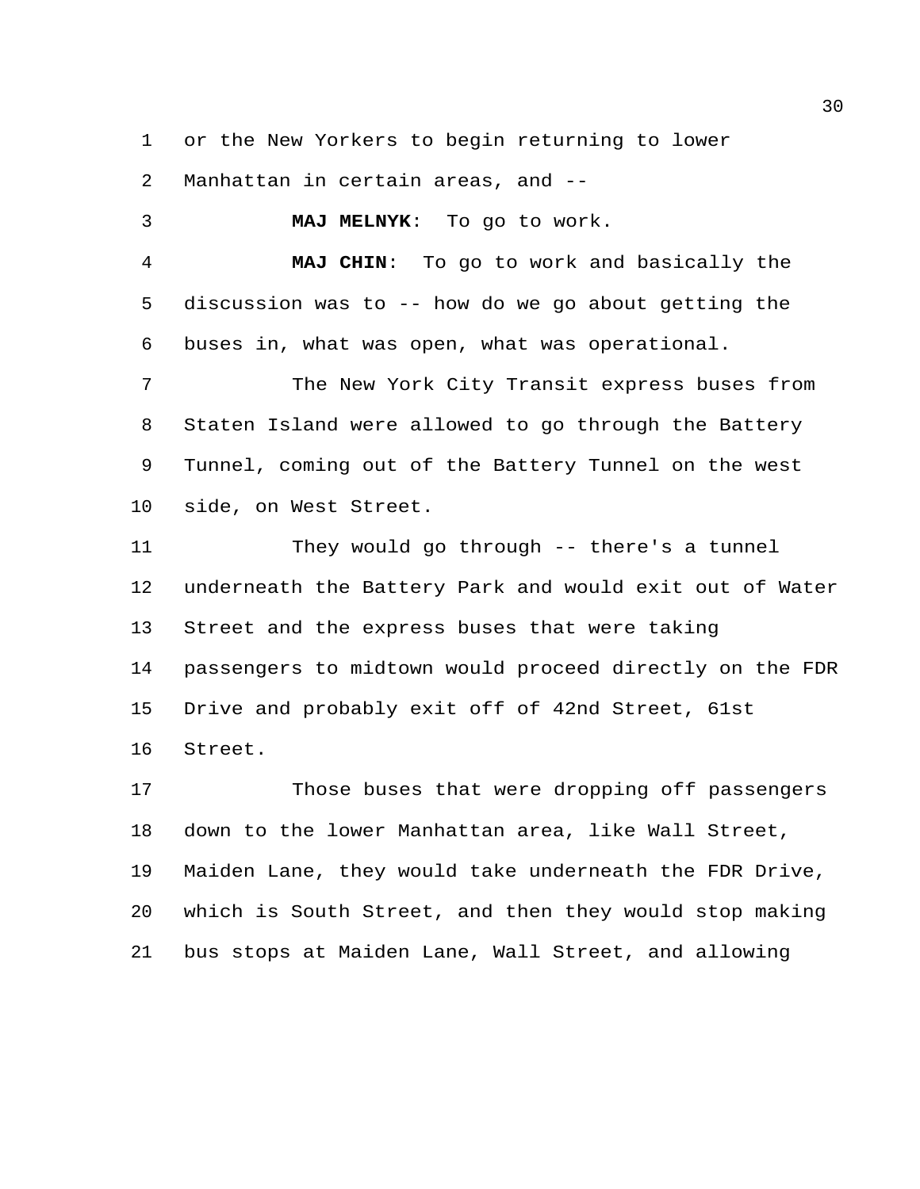or the New Yorkers to begin returning to lower Manhattan in certain areas, and --

**MAJ MELNYK**: To go to work.

**MAJ CHIN**: To go to work and basically the discussion was to -- how do we go about getting the buses in, what was open, what was operational.

The New York City Transit express buses from Staten Island were allowed to go through the Battery Tunnel, coming out of the Battery Tunnel on the west side, on West Street.

They would go through -- there's a tunnel underneath the Battery Park and would exit out of Water Street and the express buses that were taking passengers to midtown would proceed directly on the FDR Drive and probably exit off of 42nd Street, 61st Street.

Those buses that were dropping off passengers down to the lower Manhattan area, like Wall Street, Maiden Lane, they would take underneath the FDR Drive, which is South Street, and then they would stop making bus stops at Maiden Lane, Wall Street, and allowing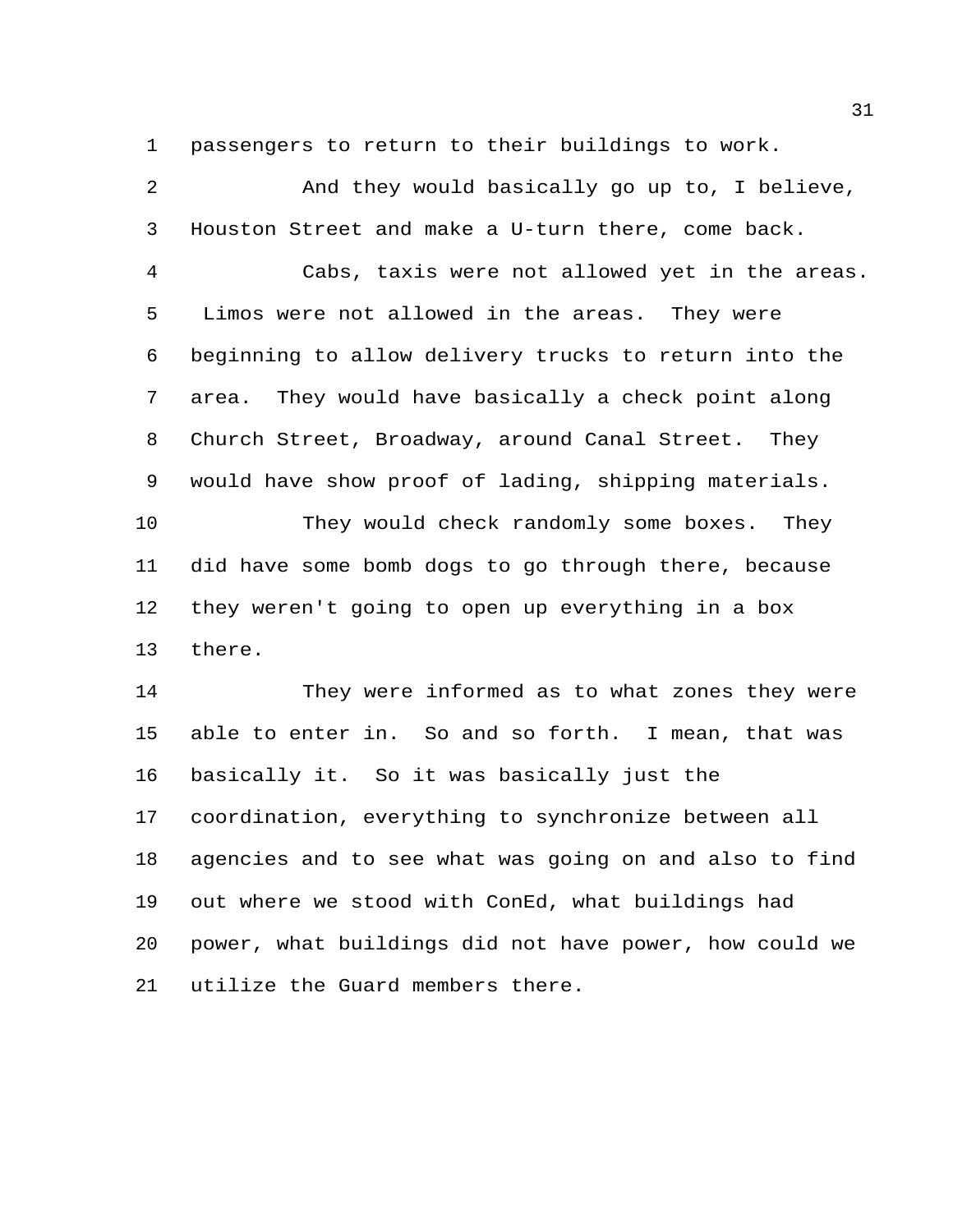passengers to return to their buildings to work.

And they would basically go up to, I believe, Houston Street and make a U-turn there, come back.

Cabs, taxis were not allowed yet in the areas. Limos were not allowed in the areas. They were beginning to allow delivery trucks to return into the area. They would have basically a check point along Church Street, Broadway, around Canal Street. They would have show proof of lading, shipping materials.

They would check randomly some boxes. They did have some bomb dogs to go through there, because they weren't going to open up everything in a box there.

They were informed as to what zones they were able to enter in. So and so forth. I mean, that was basically it. So it was basically just the coordination, everything to synchronize between all agencies and to see what was going on and also to find out where we stood with ConEd, what buildings had power, what buildings did not have power, how could we utilize the Guard members there.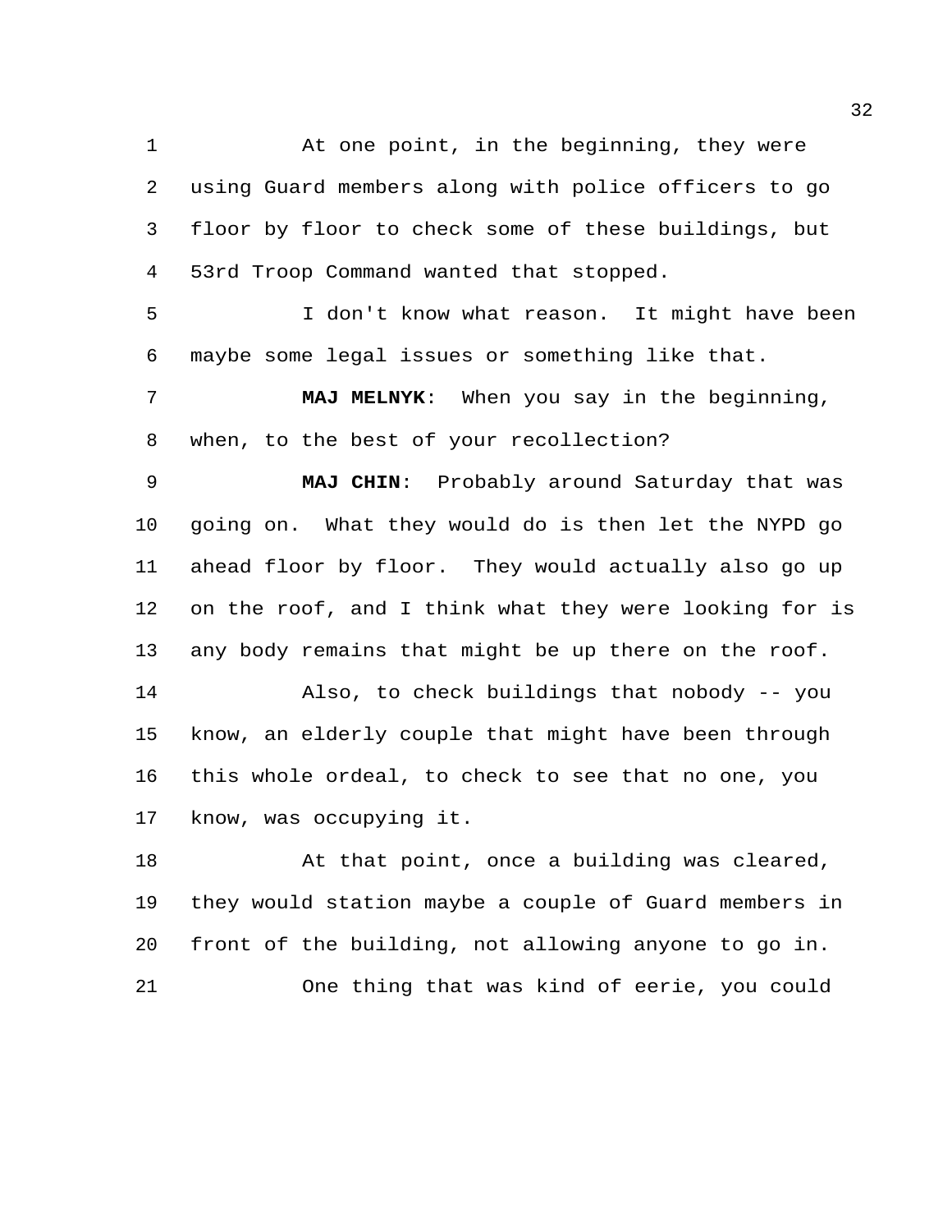At one point, in the beginning, they were using Guard members along with police officers to go floor by floor to check some of these buildings, but 53rd Troop Command wanted that stopped.

I don't know what reason. It might have been maybe some legal issues or something like that.

**MAJ MELNYK**: When you say in the beginning, when, to the best of your recollection?

**MAJ CHIN**: Probably around Saturday that was going on. What they would do is then let the NYPD go ahead floor by floor. They would actually also go up on the roof, and I think what they were looking for is any body remains that might be up there on the roof.

Also, to check buildings that nobody -- you know, an elderly couple that might have been through this whole ordeal, to check to see that no one, you know, was occupying it.

At that point, once a building was cleared, they would station maybe a couple of Guard members in front of the building, not allowing anyone to go in.

One thing that was kind of eerie, you could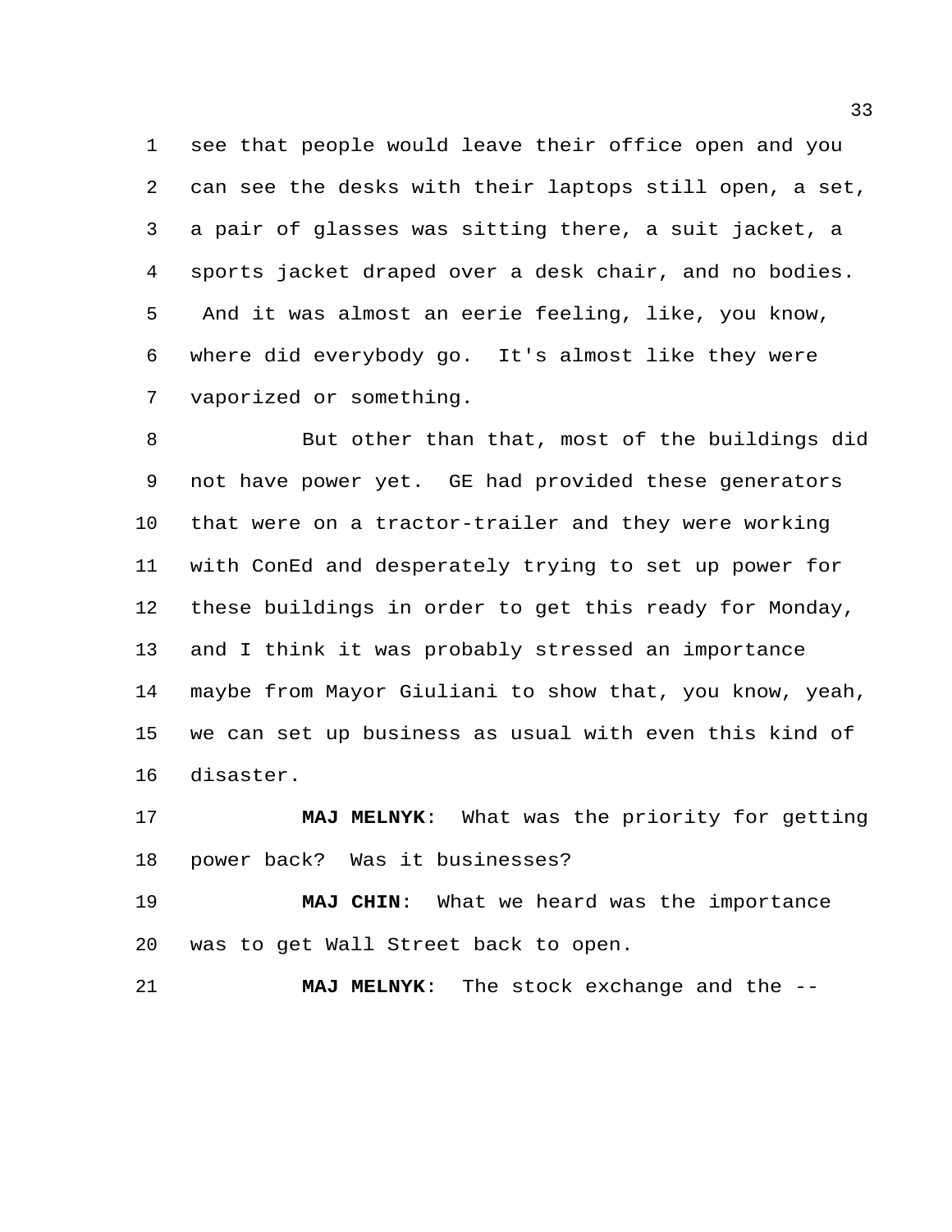see that people would leave their office open and you can see the desks with their laptops still open, a set, a pair of glasses was sitting there, a suit jacket, a sports jacket draped over a desk chair, and no bodies. And it was almost an eerie feeling, like, you know, where did everybody go. It's almost like they were vaporized or something.

But other than that, most of the buildings did not have power yet. GE had provided these generators that were on a tractor-trailer and they were working with ConEd and desperately trying to set up power for these buildings in order to get this ready for Monday, and I think it was probably stressed an importance maybe from Mayor Giuliani to show that, you know, yeah, we can set up business as usual with even this kind of disaster.

**MAJ MELNYK**: What was the priority for getting power back? Was it businesses?

**MAJ CHIN**: What we heard was the importance was to get Wall Street back to open.

**MAJ MELNYK**: The stock exchange and the --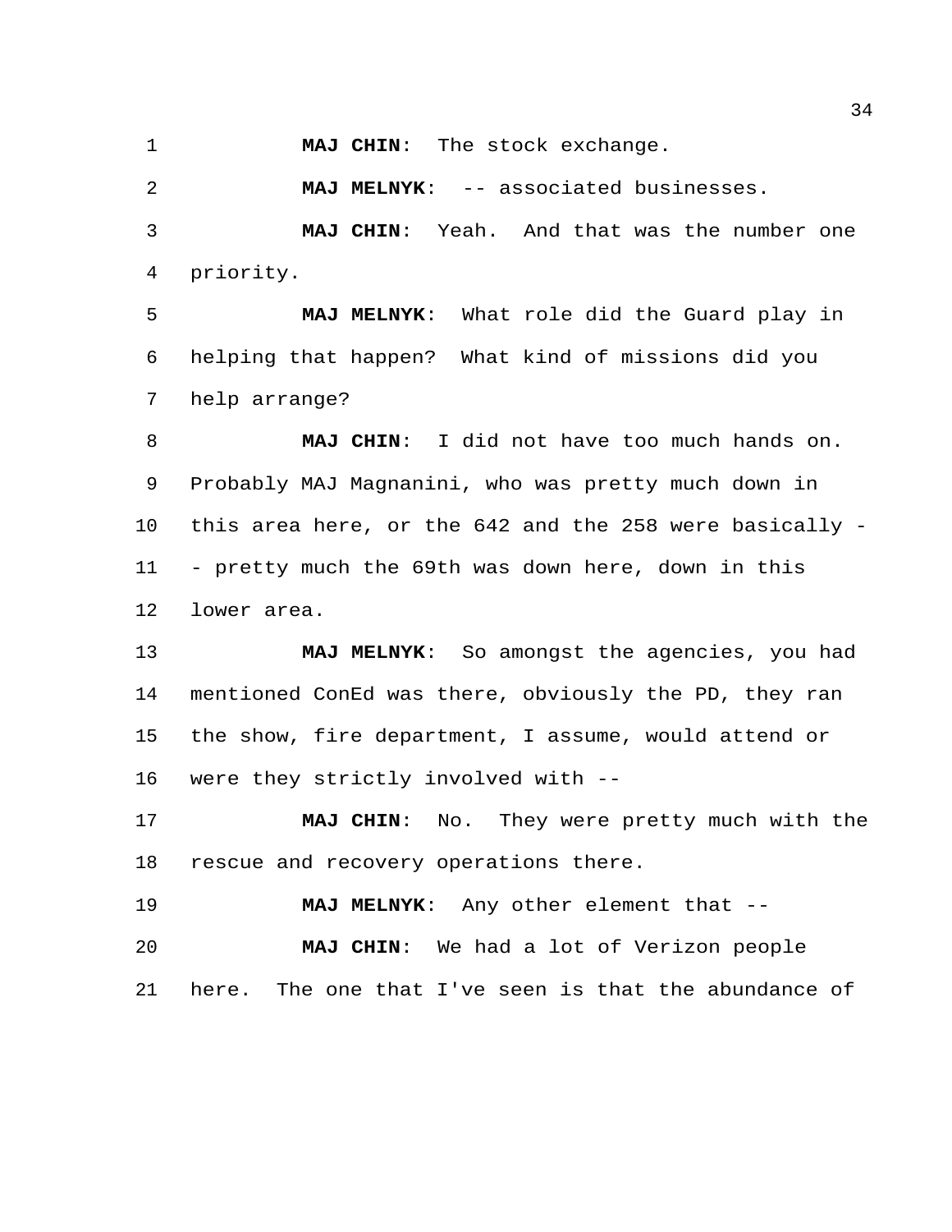**MAJ CHIN**: The stock exchange.

**MAJ MELNYK**: -- associated businesses.

**MAJ CHIN**: Yeah. And that was the number one priority.

**MAJ MELNYK**: What role did the Guard play in helping that happen? What kind of missions did you help arrange?

**MAJ CHIN**: I did not have too much hands on. Probably MAJ Magnanini, who was pretty much down in this area here, or the 642 and the 258 were basically -- pretty much the 69th was down here, down in this lower area.

**MAJ MELNYK**: So amongst the agencies, you had mentioned ConEd was there, obviously the PD, they ran the show, fire department, I assume, would attend or were they strictly involved with --

**MAJ CHIN**: No. They were pretty much with the rescue and recovery operations there.

**MAJ MELNYK**: Any other element that --

**MAJ CHIN**: We had a lot of Verizon people here. The one that I've seen is that the abundance of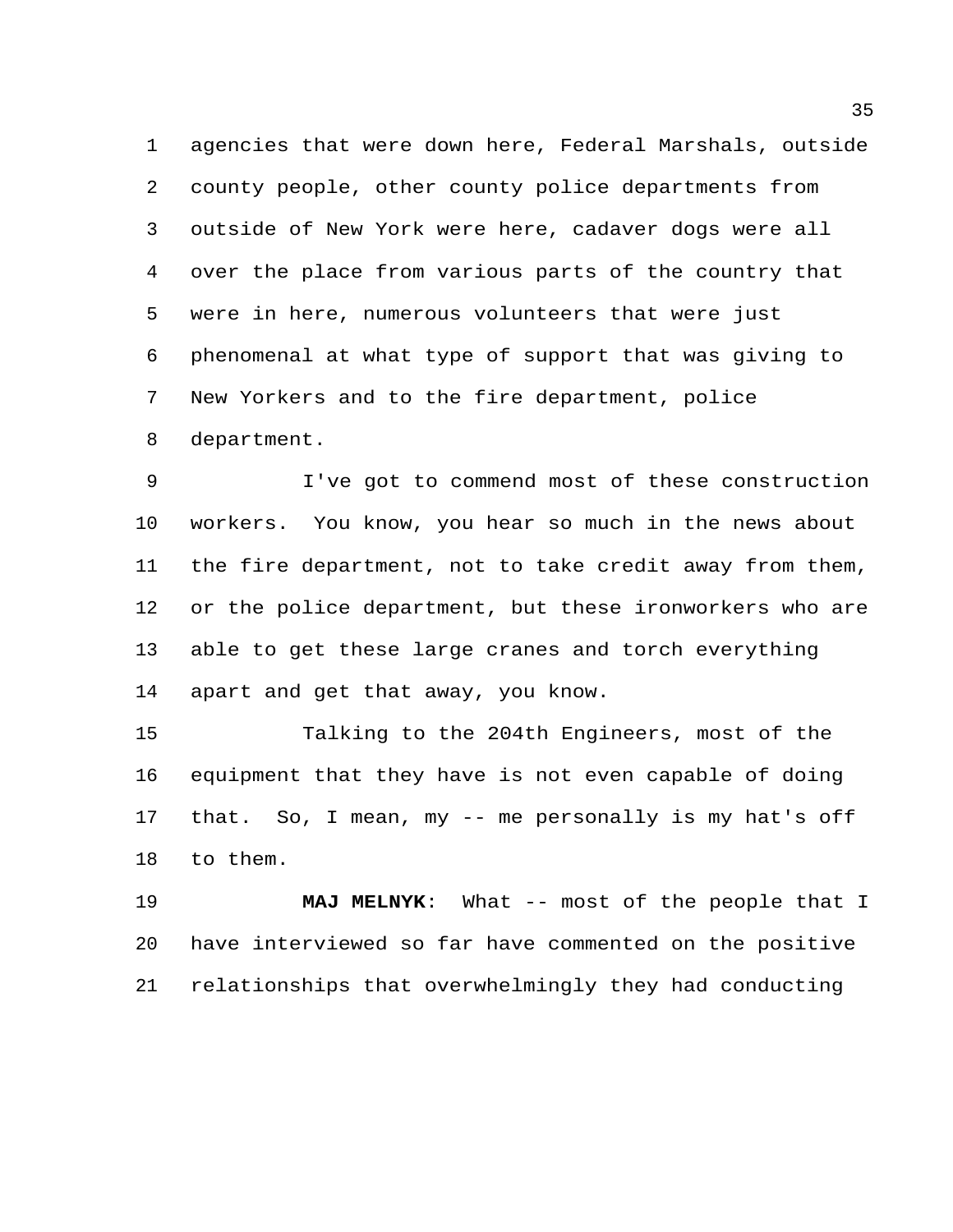agencies that were down here, Federal Marshals, outside county people, other county police departments from outside of New York were here, cadaver dogs were all over the place from various parts of the country that were in here, numerous volunteers that were just phenomenal at what type of support that was giving to New Yorkers and to the fire department, police department.

I've got to commend most of these construction workers. You know, you hear so much in the news about the fire department, not to take credit away from them, or the police department, but these ironworkers who are able to get these large cranes and torch everything apart and get that away, you know.

Talking to the 204th Engineers, most of the equipment that they have is not even capable of doing that. So, I mean, my -- me personally is my hat's off to them.

**MAJ MELNYK**: What -- most of the people that I have interviewed so far have commented on the positive relationships that overwhelmingly they had conducting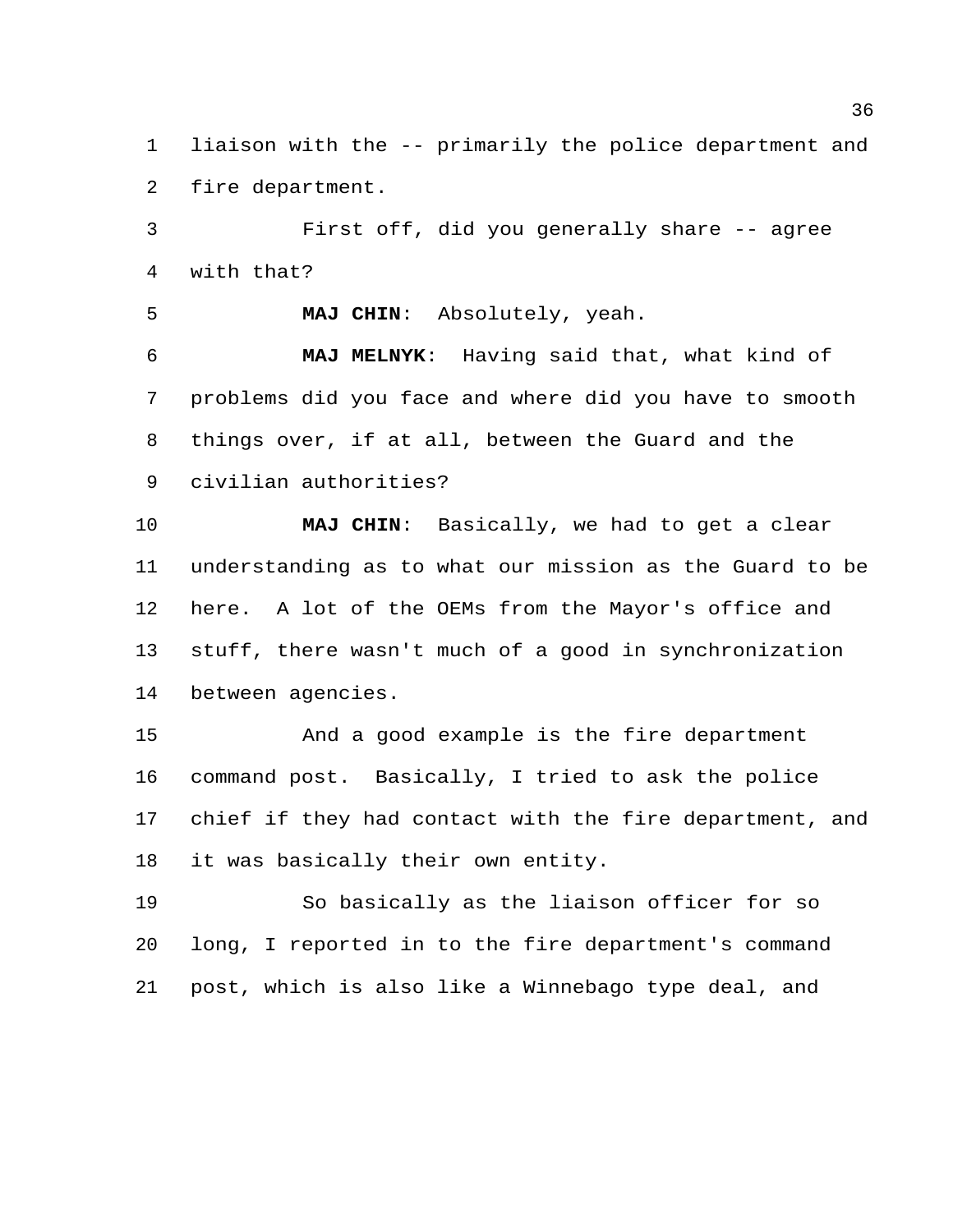liaison with the -- primarily the police department and fire department.

First off, did you generally share -- agree with that?

**MAJ CHIN**: Absolutely, yeah.

**MAJ MELNYK**: Having said that, what kind of problems did you face and where did you have to smooth things over, if at all, between the Guard and the civilian authorities?

**MAJ CHIN**: Basically, we had to get a clear understanding as to what our mission as the Guard to be here. A lot of the OEMs from the Mayor's office and stuff, there wasn't much of a good in synchronization between agencies.

And a good example is the fire department command post. Basically, I tried to ask the police chief if they had contact with the fire department, and it was basically their own entity.

So basically as the liaison officer for so long, I reported in to the fire department's command post, which is also like a Winnebago type deal, and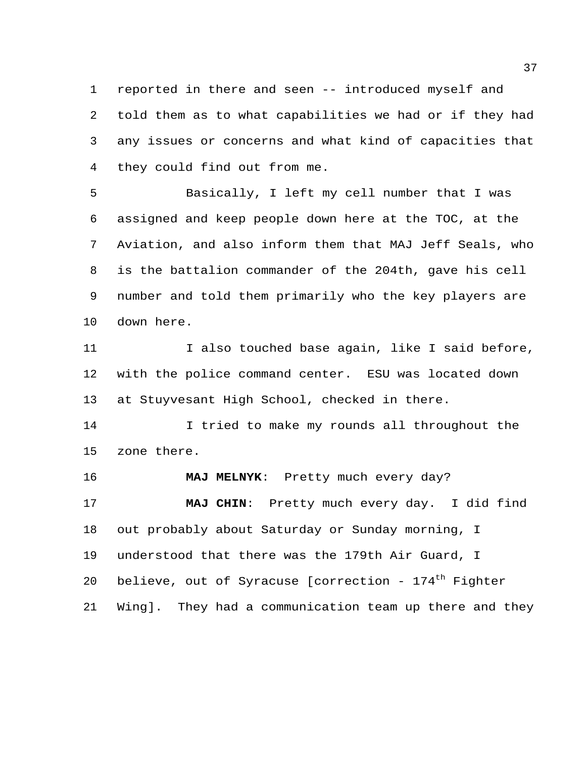reported in there and seen -- introduced myself and told them as to what capabilities we had or if they had any issues or concerns and what kind of capacities that they could find out from me.

Basically, I left my cell number that I was assigned and keep people down here at the TOC, at the Aviation, and also inform them that MAJ Jeff Seals, who is the battalion commander of the 204th, gave his cell number and told them primarily who the key players are down here.

I also touched base again, like I said before, with the police command center. ESU was located down at Stuyvesant High School, checked in there.

I tried to make my rounds all throughout the zone there.

**MAJ MELNYK**: Pretty much every day?

**MAJ CHIN**: Pretty much every day. I did find out probably about Saturday or Sunday morning, I understood that there was the 179th Air Guard, I believe, out of Syracuse [correction - 174th Fighter Wing]. They had a communication team up there and they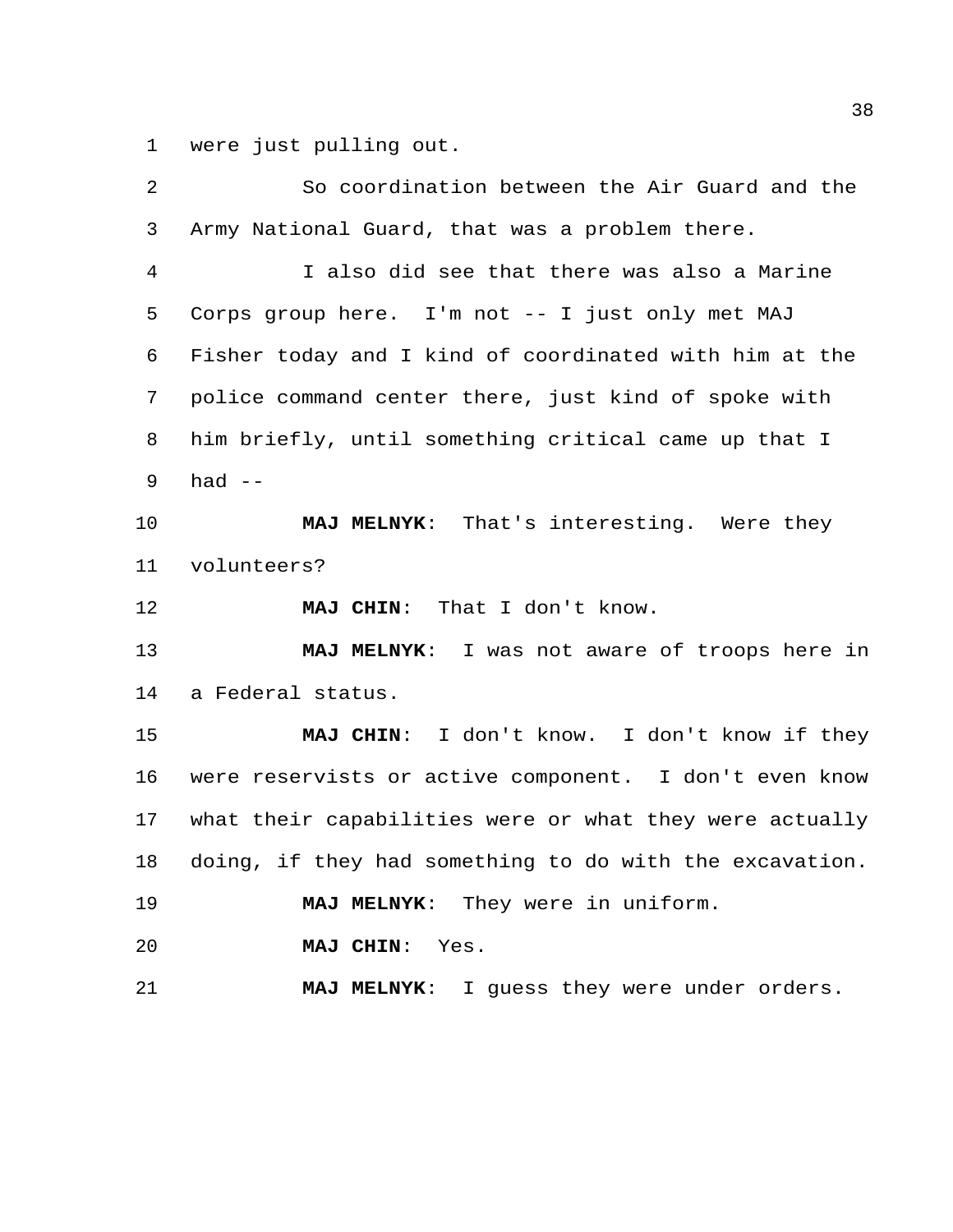were just pulling out.

So coordination between the Air Guard and the Army National Guard, that was a problem there.

I also did see that there was also a Marine Corps group here. I'm not -- I just only met MAJ Fisher today and I kind of coordinated with him at the police command center there, just kind of spoke with him briefly, until something critical came up that I had --

**MAJ MELNYK**: That's interesting. Were they volunteers?

**MAJ CHIN**: That I don't know.

**MAJ MELNYK**: I was not aware of troops here in a Federal status.

**MAJ CHIN**: I don't know. I don't know if they were reservists or active component. I don't even know what their capabilities were or what they were actually doing, if they had something to do with the excavation.

**MAJ MELNYK**: They were in uniform.

**MAJ CHIN**: Yes.

**MAJ MELNYK**: I guess they were under orders.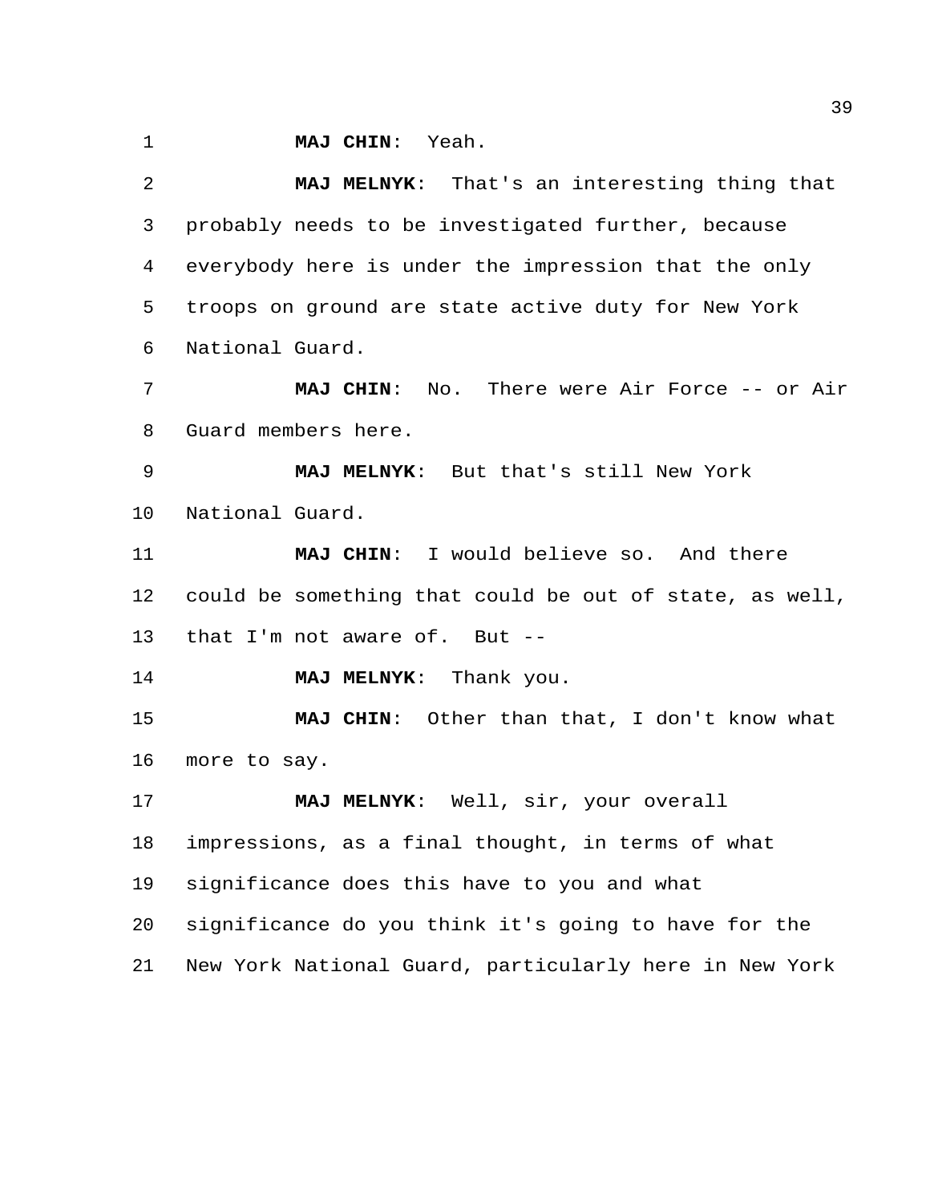**MAJ CHIN**: Yeah.

**MAJ MELNYK**: That's an interesting thing that probably needs to be investigated further, because everybody here is under the impression that the only troops on ground are state active duty for New York National Guard.

**MAJ CHIN**: No. There were Air Force -- or Air Guard members here.

**MAJ MELNYK**: But that's still New York National Guard.

**MAJ CHIN**: I would believe so. And there could be something that could be out of state, as well, that I'm not aware of. But --

**MAJ MELNYK**: Thank you.

**MAJ CHIN**: Other than that, I don't know what more to say.

**MAJ MELNYK**: Well, sir, your overall impressions, as a final thought, in terms of what significance does this have to you and what significance do you think it's going to have for the New York National Guard, particularly here in New York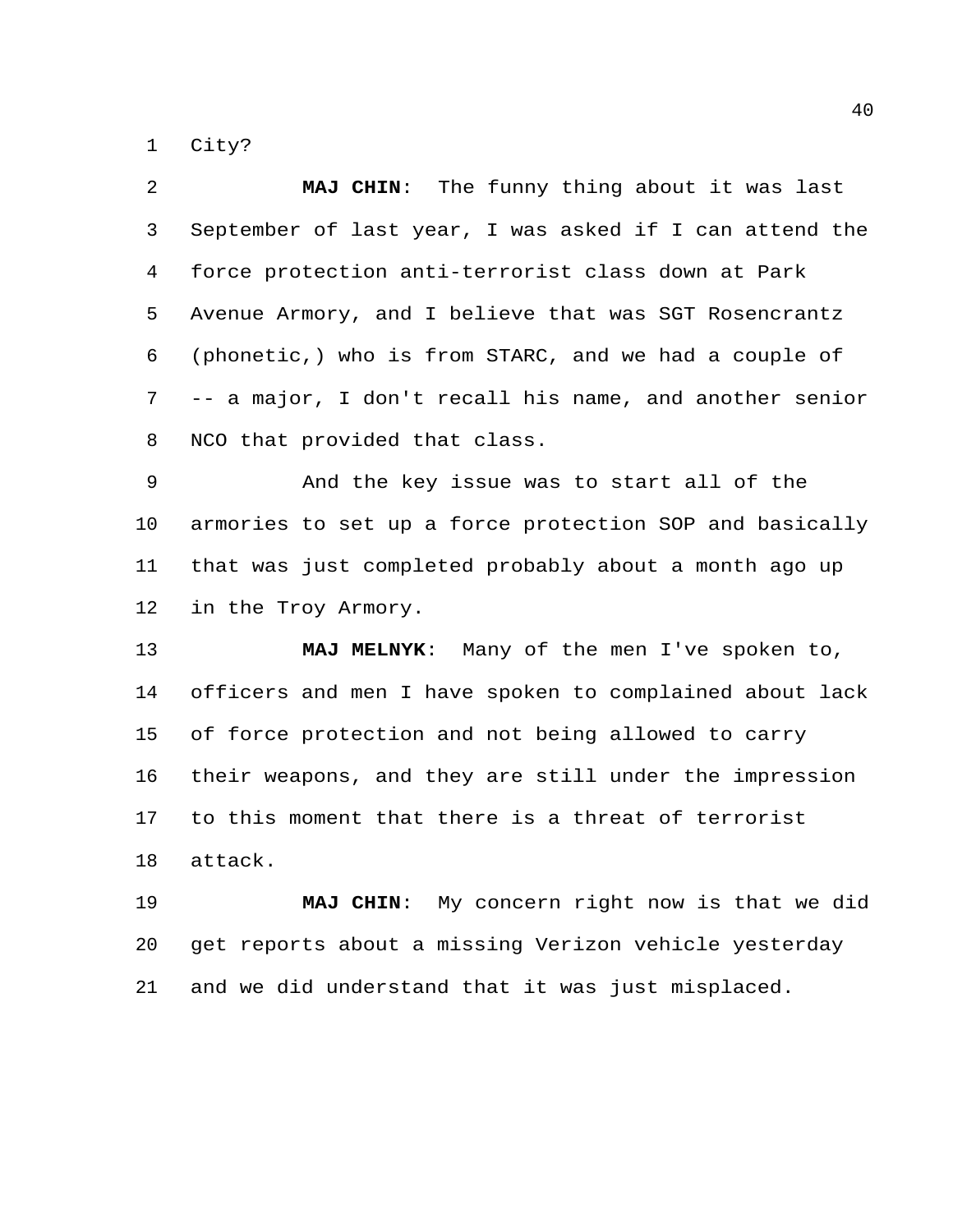City?

**MAJ CHIN**: The funny thing about it was last September of last year, I was asked if I can attend the force protection anti-terrorist class down at Park Avenue Armory, and I believe that was SGT Rosencrantz (phonetic,) who is from STARC, and we had a couple of -- a major, I don't recall his name, and another senior NCO that provided that class.

And the key issue was to start all of the armories to set up a force protection SOP and basically that was just completed probably about a month ago up in the Troy Armory.

**MAJ MELNYK**: Many of the men I've spoken to, officers and men I have spoken to complained about lack of force protection and not being allowed to carry their weapons, and they are still under the impression to this moment that there is a threat of terrorist attack.

**MAJ CHIN**: My concern right now is that we did get reports about a missing Verizon vehicle yesterday and we did understand that it was just misplaced.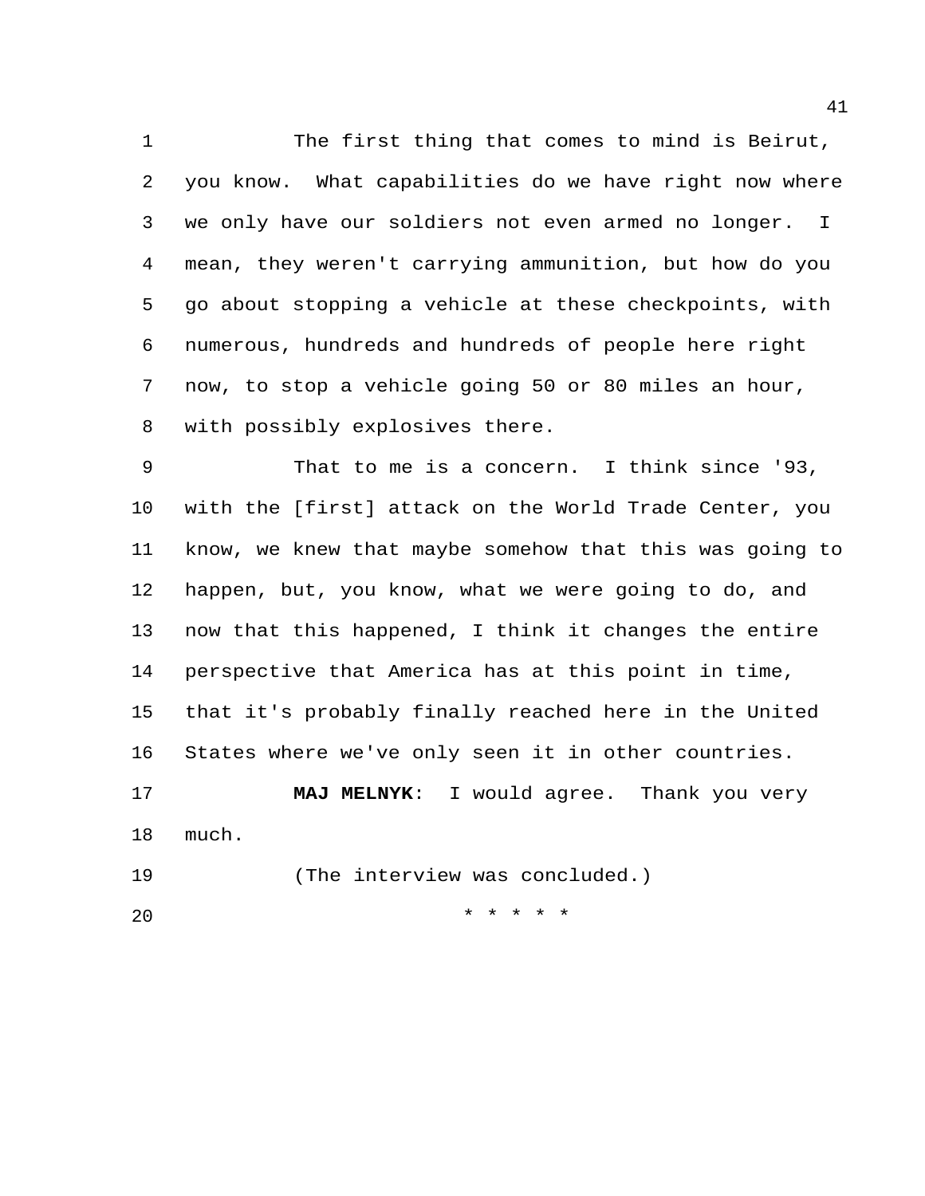The first thing that comes to mind is Beirut, you know. What capabilities do we have right now where we only have our soldiers not even armed no longer. I mean, they weren't carrying ammunition, but how do you go about stopping a vehicle at these checkpoints, with numerous, hundreds and hundreds of people here right now, to stop a vehicle going 50 or 80 miles an hour, with possibly explosives there.

That to me is a concern. I think since '93, with the [first] attack on the World Trade Center, you know, we knew that maybe somehow that this was going to happen, but, you know, what we were going to do, and now that this happened, I think it changes the entire perspective that America has at this point in time, that it's probably finally reached here in the United States where we've only seen it in other countries.

**MAJ MELNYK**: I would agree. Thank you very much.

(The interview was concluded.)

\* \* \* \* \*